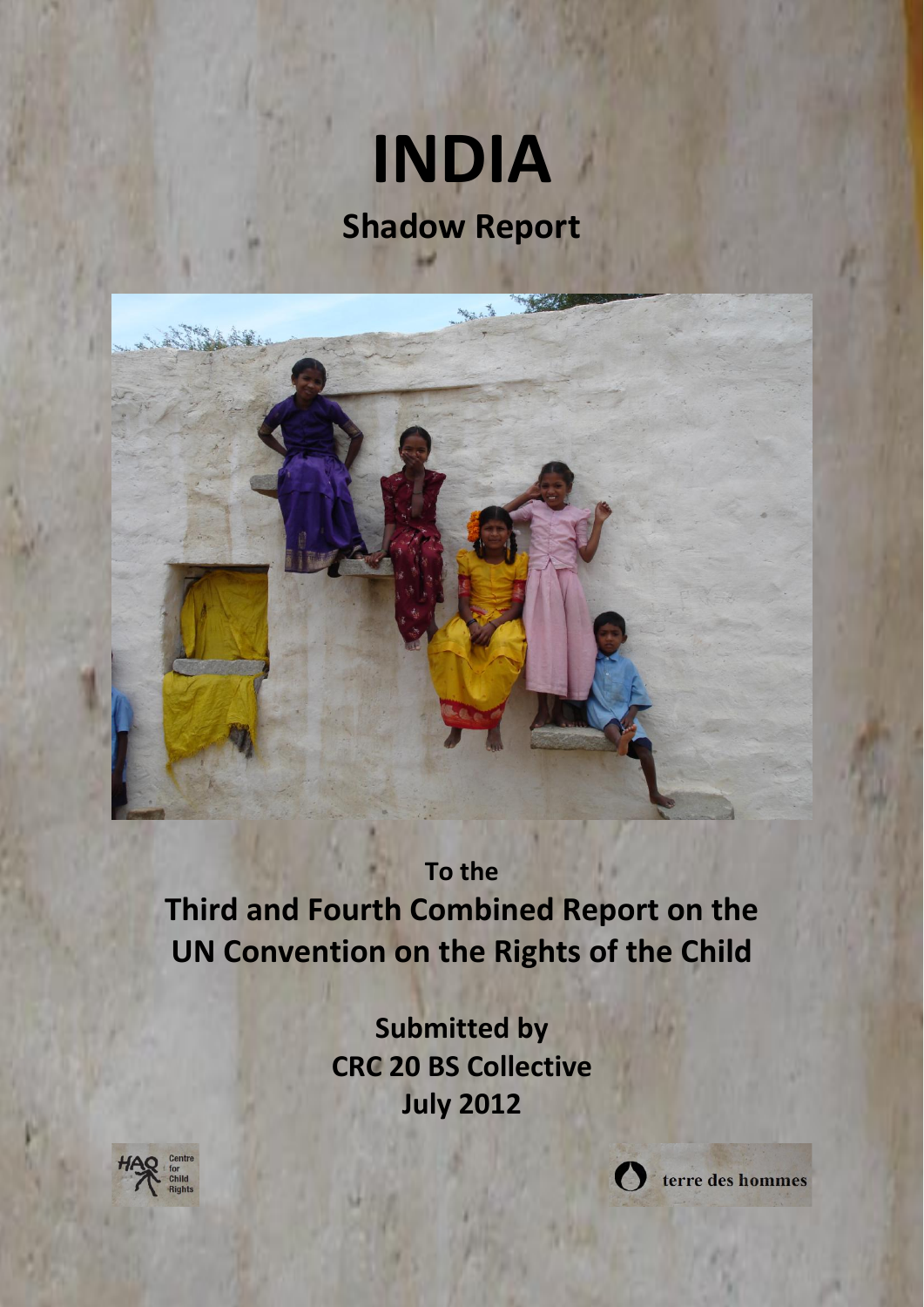# INDIA

## Shadow Report

To the

**Third and Fourth Combined Report on the UN Convention on the Rights of the Child**

**Submitted by**
**CRC 20 BS Collective**
**July 2012**

HAQ Centre for Child Rights

terre des hommes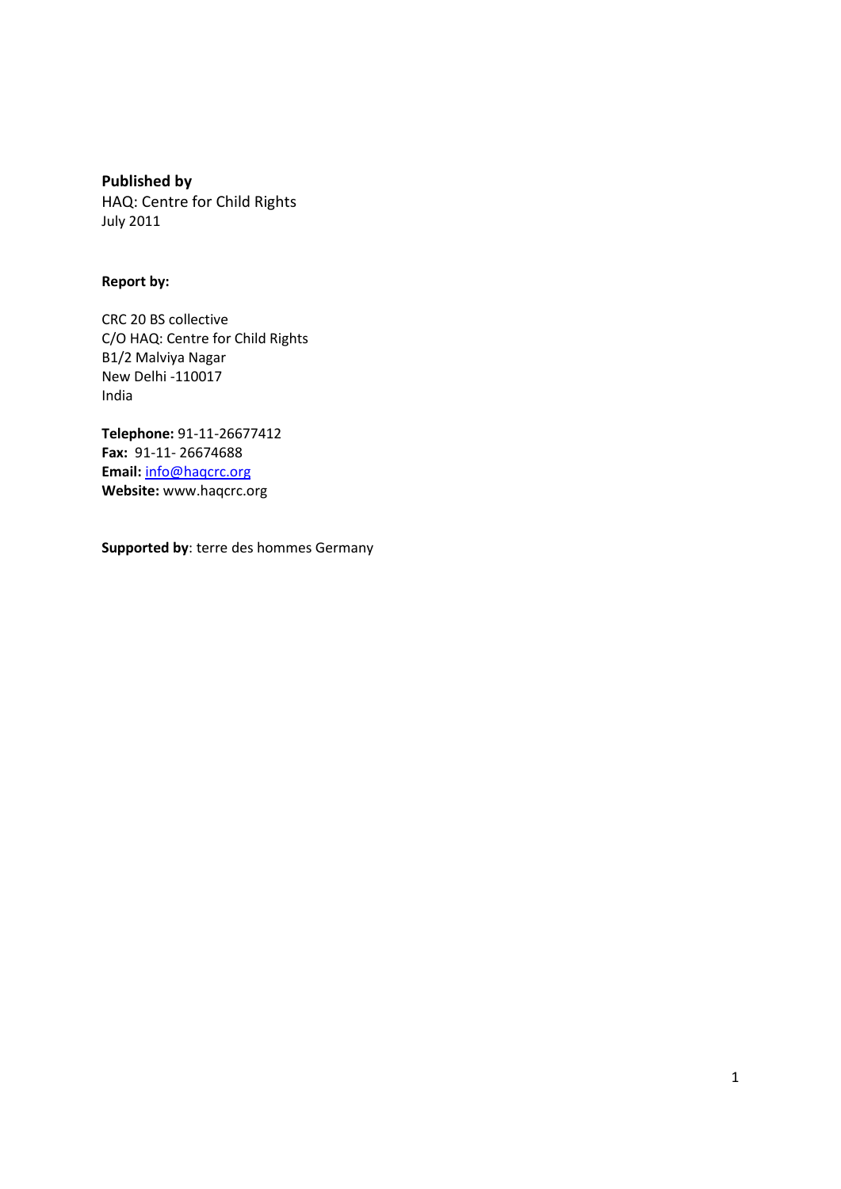**Published by**
HAQ: Centre for Child Rights
July 2011

**Report by:**

CRC 20 BS collective
C/O HAQ: Centre for Child Rights
B1/2 Malviya Nagar
New Delhi -110017
India

**Telephone:** 91-11-26677412
**Fax:** 91-11- 26674688
**Email:** info@haqcrc.org
**Website:** www.haqcrc.org

**Supported by**: terre des hommes Germany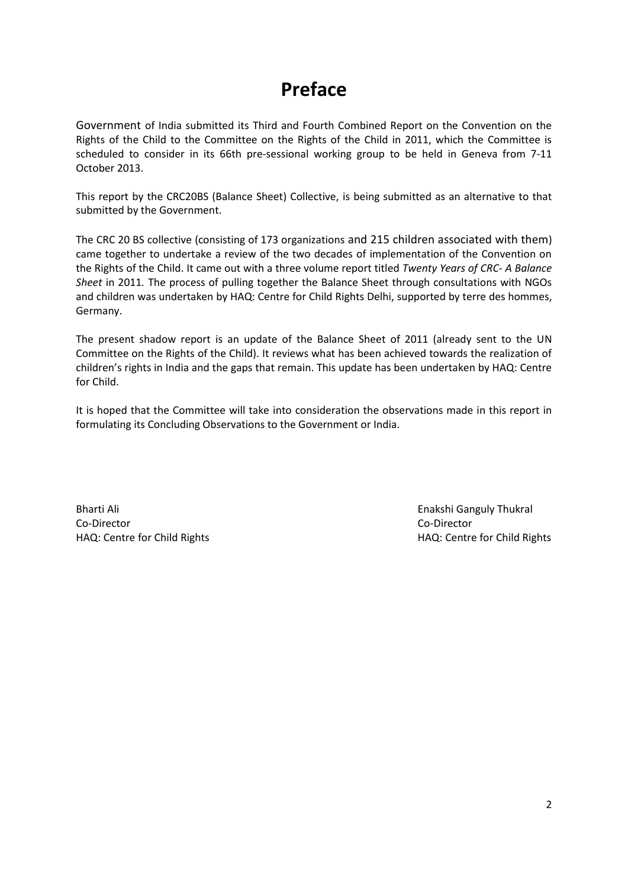# Preface

Government of India submitted its Third and Fourth Combined Report on the Convention on the Rights of the Child to the Committee on the Rights of the Child in 2011, which the Committee is scheduled to consider in its 66th pre-sessional working group to be held in Geneva from 7-11 October 2013.

This report by the CRC20BS (Balance Sheet) Collective, is being submitted as an alternative to that submitted by the Government.

The CRC 20 BS collective (consisting of 173 organizations and 215 children associated with them) came together to undertake a review of the two decades of implementation of the Convention on the Rights of the Child. It came out with a three volume report titled *Twenty Years of CRC- A Balance Sheet* in 2011. The process of pulling together the Balance Sheet through consultations with NGOs and children was undertaken by HAQ: Centre for Child Rights Delhi, supported by terre des hommes, Germany.

The present shadow report is an update of the Balance Sheet of 2011 (already sent to the UN Committee on the Rights of the Child). It reviews what has been achieved towards the realization of children's rights in India and the gaps that remain. This update has been undertaken by HAQ: Centre for Child.

It is hoped that the Committee will take into consideration the observations made in this report in formulating its Concluding Observations to the Government or India.

Bharti Ali
Co-Director
HAQ: Centre for Child Rights

Enakshi Ganguly Thukral
Co-Director
HAQ: Centre for Child Rights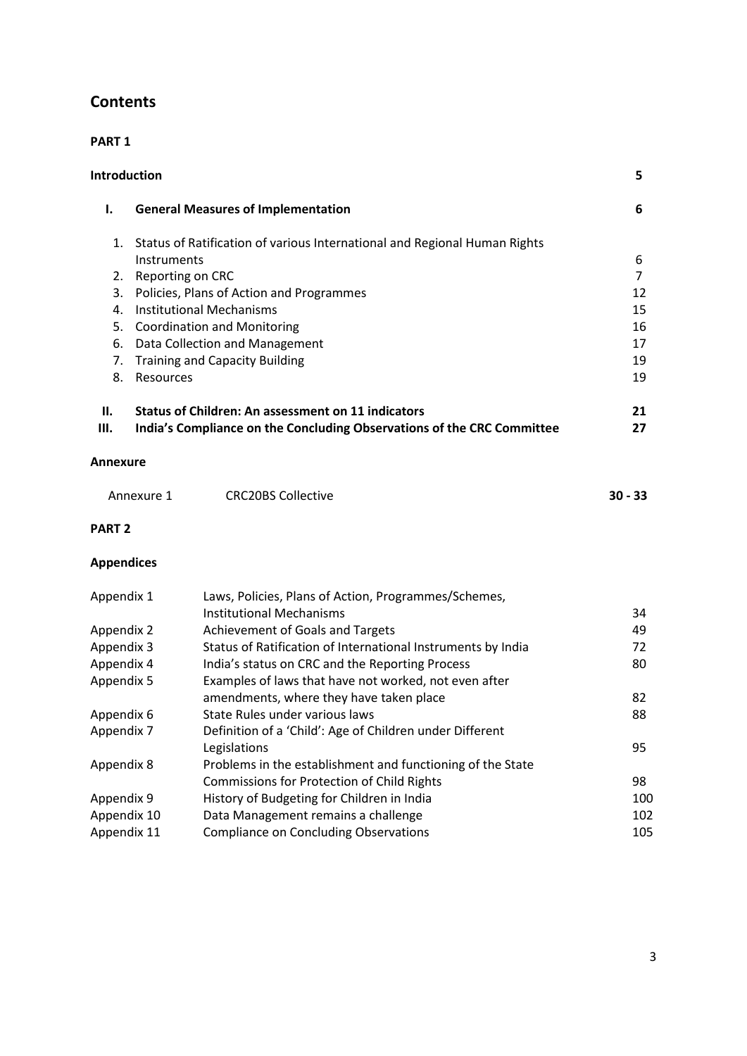# Contents

**PART 1**

| | | |
|---|---|---|
| **Introduction** | | **5** |
| **I.** | **General Measures of Implementation** | **6** |
| 1. | Status of Ratification of various International and Regional Human Rights Instruments | 6 |
| 2. | Reporting on CRC | 7 |
| 3. | Policies, Plans of Action and Programmes | 12 |
| 4. | Institutional Mechanisms | 15 |
| 5. | Coordination and Monitoring | 16 |
| 6. | Data Collection and Management | 17 |
| 7. | Training and Capacity Building | 19 |
| 8. | Resources | 19 |
| **II.** | **Status of Children: An assessment on 11 indicators** | **21** |
| **III.** | **India's Compliance on the Concluding Observations of the CRC Committee** | **27** |

**Annexure**

| | | |
|---|---|---|
| Annexure 1 | CRC20BS Collective | **30 - 33** |

**PART 2**

**Appendices**

| | | |
|---|---|---|
| Appendix 1 | Laws, Policies, Plans of Action, Programmes/Schemes, Institutional Mechanisms | 34 |
| Appendix 2 | Achievement of Goals and Targets | 49 |
| Appendix 3 | Status of Ratification of International Instruments by India | 72 |
| Appendix 4 | India's status on CRC and the Reporting Process | 80 |
| Appendix 5 | Examples of laws that have not worked, not even after amendments, where they have taken place | 82 |
| Appendix 6 | State Rules under various laws | 88 |
| Appendix 7 | Definition of a 'Child': Age of Children under Different Legislations | 95 |
| Appendix 8 | Problems in the establishment and functioning of the State Commissions for Protection of Child Rights | 98 |
| Appendix 9 | History of Budgeting for Children in India | 100 |
| Appendix 10 | Data Management remains a challenge | 102 |
| Appendix 11 | Compliance on Concluding Observations | 105 |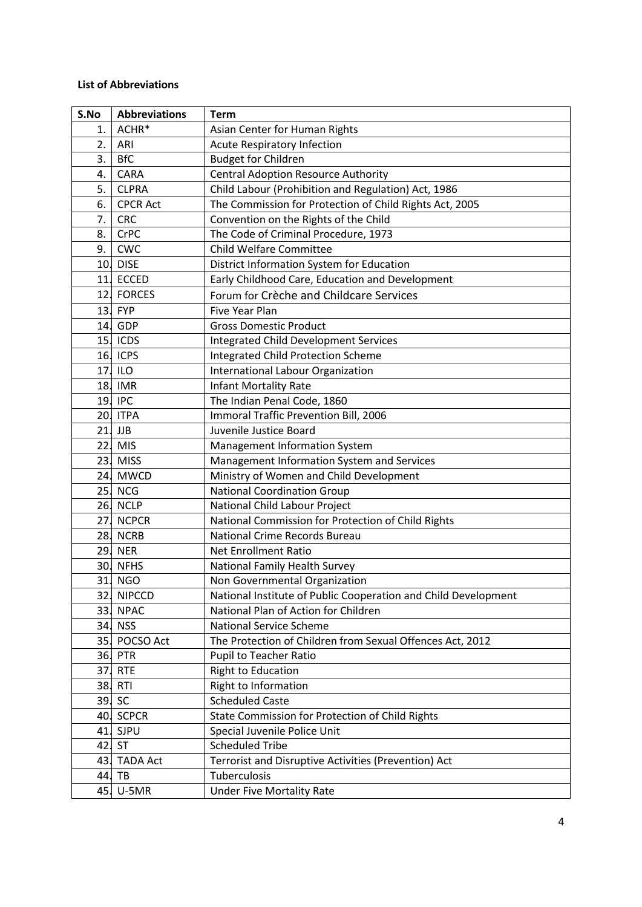**List of Abbreviations**

| S.No | Abbreviations | Term |
|---|---|---|
| 1. | ACHR* | Asian Center for Human Rights |
| 2. | ARI | Acute Respiratory Infection |
| 3. | BfC | Budget for Children |
| 4. | CARA | Central Adoption Resource Authority |
| 5. | CLPRA | Child Labour (Prohibition and Regulation) Act, 1986 |
| 6. | CPCR Act | The Commission for Protection of Child Rights Act, 2005 |
| 7. | CRC | Convention on the Rights of the Child |
| 8. | CrPC | The Code of Criminal Procedure, 1973 |
| 9. | CWC | Child Welfare Committee |
| 10. | DISE | District Information System for Education |
| 11. | ECCED | Early Childhood Care, Education and Development |
| 12. | FORCES | Forum for Crèche and Childcare Services |
| 13. | FYP | Five Year Plan |
| 14. | GDP | Gross Domestic Product |
| 15. | ICDS | Integrated Child Development Services |
| 16. | ICPS | Integrated Child Protection Scheme |
| 17. | ILO | International Labour Organization |
| 18. | IMR | Infant Mortality Rate |
| 19. | IPC | The Indian Penal Code, 1860 |
| 20. | ITPA | Immoral Traffic Prevention Bill, 2006 |
| 21. | JJB | Juvenile Justice Board |
| 22. | MIS | Management Information System |
| 23. | MISS | Management Information System and Services |
| 24. | MWCD | Ministry of Women and Child Development |
| 25. | NCG | National Coordination Group |
| 26. | NCLP | National Child Labour Project |
| 27. | NCPCR | National Commission for Protection of Child Rights |
| 28. | NCRB | National Crime Records Bureau |
| 29. | NER | Net Enrollment Ratio |
| 30. | NFHS | National Family Health Survey |
| 31. | NGO | Non Governmental Organization |
| 32. | NIPCCD | National Institute of Public Cooperation and Child Development |
| 33. | NPAC | National Plan of Action for Children |
| 34. | NSS | National Service Scheme |
| 35. | POCSO Act | The Protection of Children from Sexual Offences Act, 2012 |
| 36. | PTR | Pupil to Teacher Ratio |
| 37. | RTE | Right to Education |
| 38. | RTI | Right to Information |
| 39. | SC | Scheduled Caste |
| 40. | SCPCR | State Commission for Protection of Child Rights |
| 41. | SJPU | Special Juvenile Police Unit |
| 42. | ST | Scheduled Tribe |
| 43. | TADA Act | Terrorist and Disruptive Activities (Prevention) Act |
| 44. | TB | Tuberculosis |
| 45. | U-5MR | Under Five Mortality Rate |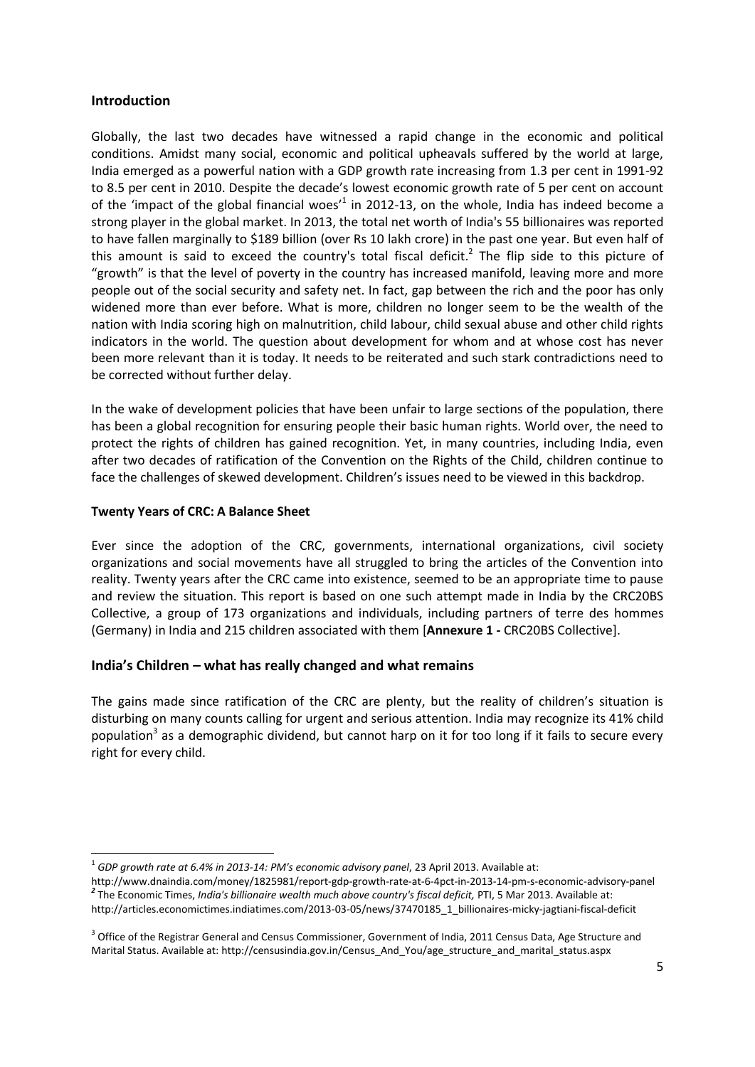## Introduction

Globally, the last two decades have witnessed a rapid change in the economic and political conditions. Amidst many social, economic and political upheavals suffered by the world at large, India emerged as a powerful nation with a GDP growth rate increasing from 1.3 per cent in 1991-92 to 8.5 per cent in 2010. Despite the decade's lowest economic growth rate of 5 per cent on account of the 'impact of the global financial woes'[1] in 2012-13, on the whole, India has indeed become a strong player in the global market. In 2013, the total net worth of India's 55 billionaires was reported to have fallen marginally to $189 billion (over Rs 10 lakh crore) in the past one year. But even half of this amount is said to exceed the country's total fiscal deficit.[2] The flip side to this picture of "growth" is that the level of poverty in the country has increased manifold, leaving more and more people out of the social security and safety net. In fact, gap between the rich and the poor has only widened more than ever before. What is more, children no longer seem to be the wealth of the nation with India scoring high on malnutrition, child labour, child sexual abuse and other child rights indicators in the world. The question about development for whom and at whose cost has never been more relevant than it is today. It needs to be reiterated and such stark contradictions need to be corrected without further delay.

In the wake of development policies that have been unfair to large sections of the population, there has been a global recognition for ensuring people their basic human rights. World over, the need to protect the rights of children has gained recognition. Yet, in many countries, including India, even after two decades of ratification of the Convention on the Rights of the Child, children continue to face the challenges of skewed development. Children's issues need to be viewed in this backdrop.

### Twenty Years of CRC: A Balance Sheet

Ever since the adoption of the CRC, governments, international organizations, civil society organizations and social movements have all struggled to bring the articles of the Convention into reality. Twenty years after the CRC came into existence, seemed to be an appropriate time to pause and review the situation. This report is based on one such attempt made in India by the CRC20BS Collective, a group of 173 organizations and individuals, including partners of terre des hommes (Germany) in India and 215 children associated with them [**Annexure 1 -** CRC20BS Collective].

## India's Children – what has really changed and what remains

The gains made since ratification of the CRC are plenty, but the reality of children's situation is disturbing on many counts calling for urgent and serious attention. India may recognize its 41% child population[3] as a demographic dividend, but cannot harp on it for too long if it fails to secure every right for every child.

---

[1] *GDP growth rate at 6.4% in 2013-14: PM's economic advisory panel*, 23 April 2013. Available at: http://www.dnaindia.com/money/1825981/report-gdp-growth-rate-at-6-4pct-in-2013-14-pm-s-economic-advisory-panel

[2] The Economic Times, *India's billionaire wealth much above country's fiscal deficit,* PTI, 5 Mar 2013. Available at: http://articles.economictimes.indiatimes.com/2013-03-05/news/37470185_1_billionaires-micky-jagtiani-fiscal-deficit

[3] Office of the Registrar General and Census Commissioner, Government of India, 2011 Census Data, Age Structure and Marital Status. Available at: http://censusindia.gov.in/Census_And_You/age_structure_and_marital_status.aspx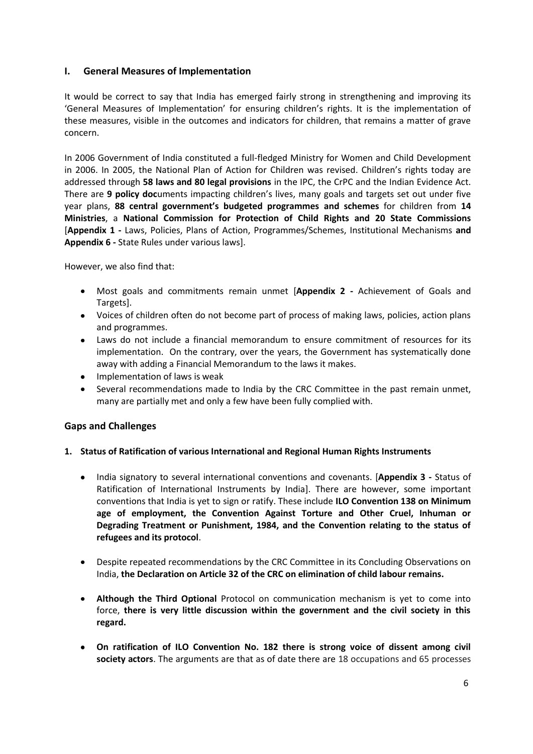## I. General Measures of Implementation

It would be correct to say that India has emerged fairly strong in strengthening and improving its 'General Measures of Implementation' for ensuring children's rights. It is the implementation of these measures, visible in the outcomes and indicators for children, that remains a matter of grave concern.

In 2006 Government of India constituted a full-fledged Ministry for Women and Child Development in 2006. In 2005, the National Plan of Action for Children was revised. Children's rights today are addressed through **58 laws and 80 legal provisions** in the IPC, the CrPC and the Indian Evidence Act. There are **9 policy doc**uments impacting children's lives, many goals and targets set out under five year plans, **88 central government's budgeted programmes and schemes** for children from **14 Ministries**, a **National Commission for Protection of Child Rights and 20 State Commissions** [**Appendix 1 -** Laws, Policies, Plans of Action, Programmes/Schemes, Institutional Mechanisms **and Appendix 6 -** State Rules under various laws].

However, we also find that:

- Most goals and commitments remain unmet [**Appendix 2 -** Achievement of Goals and Targets].
- Voices of children often do not become part of process of making laws, policies, action plans and programmes.
- Laws do not include a financial memorandum to ensure commitment of resources for its implementation. On the contrary, over the years, the Government has systematically done away with adding a Financial Memorandum to the laws it makes.
- Implementation of laws is weak
- Several recommendations made to India by the CRC Committee in the past remain unmet, many are partially met and only a few have been fully complied with.

### Gaps and Challenges

**1. Status of Ratification of various International and Regional Human Rights Instruments**

- India signatory to several international conventions and covenants. [**Appendix 3 -** Status of Ratification of International Instruments by India]. There are however, some important conventions that India is yet to sign or ratify. These include **ILO Convention 138 on Minimum age of employment, the Convention Against Torture and Other Cruel, Inhuman or Degrading Treatment or Punishment, 1984, and the Convention relating to the status of refugees and its protocol**.

- Despite repeated recommendations by the CRC Committee in its Concluding Observations on India, **the Declaration on Article 32 of the CRC on elimination of child labour remains.**

- **Although the Third Optional** Protocol on communication mechanism is yet to come into force, **there is very little discussion within the government and the civil society in this regard.**

- **On ratification of ILO Convention No. 182 there is strong voice of dissent among civil society actors**. The arguments are that as of date there are 18 occupations and 65 processes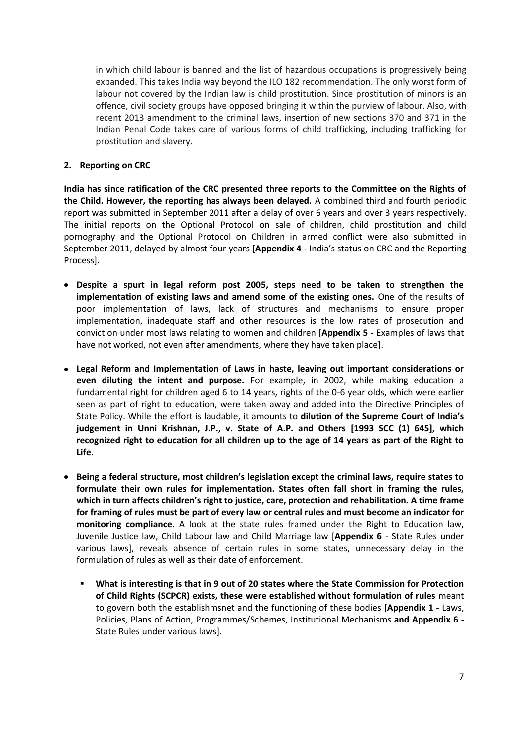in which child labour is banned and the list of hazardous occupations is progressively being expanded. This takes India way beyond the ILO 182 recommendation. The only worst form of labour not covered by the Indian law is child prostitution. Since prostitution of minors is an offence, civil society groups have opposed bringing it within the purview of labour. Also, with recent 2013 amendment to the criminal laws, insertion of new sections 370 and 371 in the Indian Penal Code takes care of various forms of child trafficking, including trafficking for prostitution and slavery.

**2. Reporting on CRC**

**India has since ratification of the CRC presented three reports to the Committee on the Rights of the Child. However, the reporting has always been delayed.** A combined third and fourth periodic report was submitted in September 2011 after a delay of over 6 years and over 3 years respectively. The initial reports on the Optional Protocol on sale of children, child prostitution and child pornography and the Optional Protocol on Children in armed conflict were also submitted in September 2011, delayed by almost four years [**Appendix 4 -** India's status on CRC and the Reporting Process]**.**

- **Despite a spurt in legal reform post 2005, steps need to be taken to strengthen the implementation of existing laws and amend some of the existing ones.** One of the results of poor implementation of laws, lack of structures and mechanisms to ensure proper implementation, inadequate staff and other resources is the low rates of prosecution and conviction under most laws relating to women and children [**Appendix 5 -** Examples of laws that have not worked, not even after amendments, where they have taken place].

- **Legal Reform and Implementation of Laws in haste, leaving out important considerations or even diluting the intent and purpose.** For example, in 2002, while making education a fundamental right for children aged 6 to 14 years, rights of the 0-6 year olds, which were earlier seen as part of right to education, were taken away and added into the Directive Principles of State Policy. While the effort is laudable, it amounts to **dilution of the Supreme Court of India's judgement in Unni Krishnan, J.P., v. State of A.P. and Others [1993 SCC (1) 645], which recognized right to education for all children up to the age of 14 years as part of the Right to Life.**

- **Being a federal structure, most children's legislation except the criminal laws, require states to formulate their own rules for implementation. States often fall short in framing the rules, which in turn affects children's right to justice, care, protection and rehabilitation. A time frame for framing of rules must be part of every law or central rules and must become an indicator for monitoring compliance.** A look at the state rules framed under the Right to Education law, Juvenile Justice law, Child Labour law and Child Marriage law [**Appendix 6** - State Rules under various laws], reveals absence of certain rules in some states, unnecessary delay in the formulation of rules as well as their date of enforcement.

  - **What is interesting is that in 9 out of 20 states where the State Commission for Protection of Child Rights (SCPCR) exists, these were established without formulation of rules** meant to govern both the establishmsnet and the functioning of these bodies [**Appendix 1 -** Laws, Policies, Plans of Action, Programmes/Schemes, Institutional Mechanisms **and Appendix 6 -** State Rules under various laws].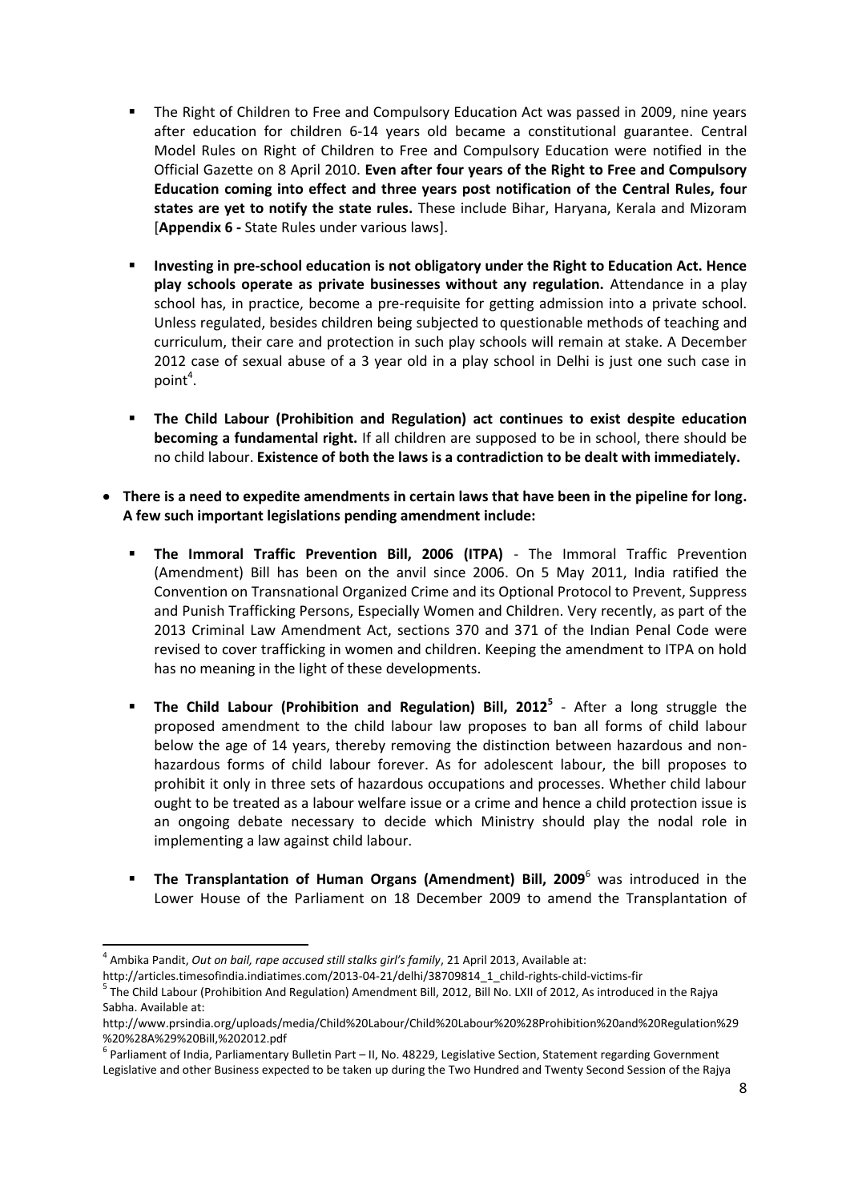- The Right of Children to Free and Compulsory Education Act was passed in 2009, nine years after education for children 6-14 years old became a constitutional guarantee. Central Model Rules on Right of Children to Free and Compulsory Education were notified in the Official Gazette on 8 April 2010. **Even after four years of the Right to Free and Compulsory Education coming into effect and three years post notification of the Central Rules, four states are yet to notify the state rules.** These include Bihar, Haryana, Kerala and Mizoram [**Appendix 6 -** State Rules under various laws].

- **Investing in pre-school education is not obligatory under the Right to Education Act. Hence play schools operate as private businesses without any regulation.** Attendance in a play school has, in practice, become a pre-requisite for getting admission into a private school. Unless regulated, besides children being subjected to questionable methods of teaching and curriculum, their care and protection in such play schools will remain at stake. A December 2012 case of sexual abuse of a 3 year old in a play school in Delhi is just one such case in point[4].

- **The Child Labour (Prohibition and Regulation) act continues to exist despite education becoming a fundamental right.** If all children are supposed to be in school, there should be no child labour. **Existence of both the laws is a contradiction to be dealt with immediately.**

- **There is a need to expedite amendments in certain laws that have been in the pipeline for long. A few such important legislations pending amendment include:**

  - **The Immoral Traffic Prevention Bill, 2006 (ITPA)** - The Immoral Traffic Prevention (Amendment) Bill has been on the anvil since 2006. On 5 May 2011, India ratified the Convention on Transnational Organized Crime and its Optional Protocol to Prevent, Suppress and Punish Trafficking Persons, Especially Women and Children. Very recently, as part of the 2013 Criminal Law Amendment Act, sections 370 and 371 of the Indian Penal Code were revised to cover trafficking in women and children. Keeping the amendment to ITPA on hold has no meaning in the light of these developments.

  - **The Child Labour (Prohibition and Regulation) Bill, 2012**[5] - After a long struggle the proposed amendment to the child labour law proposes to ban all forms of child labour below the age of 14 years, thereby removing the distinction between hazardous and non-hazardous forms of child labour forever. As for adolescent labour, the bill proposes to prohibit it only in three sets of hazardous occupations and processes. Whether child labour ought to be treated as a labour welfare issue or a crime and hence a child protection issue is an ongoing debate necessary to decide which Ministry should play the nodal role in implementing a law against child labour.

  - **The Transplantation of Human Organs (Amendment) Bill, 2009**[6] was introduced in the Lower House of the Parliament on 18 December 2009 to amend the Transplantation of

---

[4] Ambika Pandit, *Out on bail, rape accused still stalks girl's family*, 21 April 2013, Available at: http://articles.timesofindia.indiatimes.com/2013-04-21/delhi/38709814_1_child-rights-child-victims-fir

[5] The Child Labour (Prohibition And Regulation) Amendment Bill, 2012, Bill No. LXII of 2012, As introduced in the Rajya Sabha. Available at: http://www.prsindia.org/uploads/media/Child%20Labour/Child%20Labour%20%28Prohibition%20and%20Regulation%29%20%28A%29%20Bill,%202012.pdf

[6] Parliament of India, Parliamentary Bulletin Part – II, No. 48229, Legislative Section, Statement regarding Government Legislative and other Business expected to be taken up during the Two Hundred and Twenty Second Session of the Rajya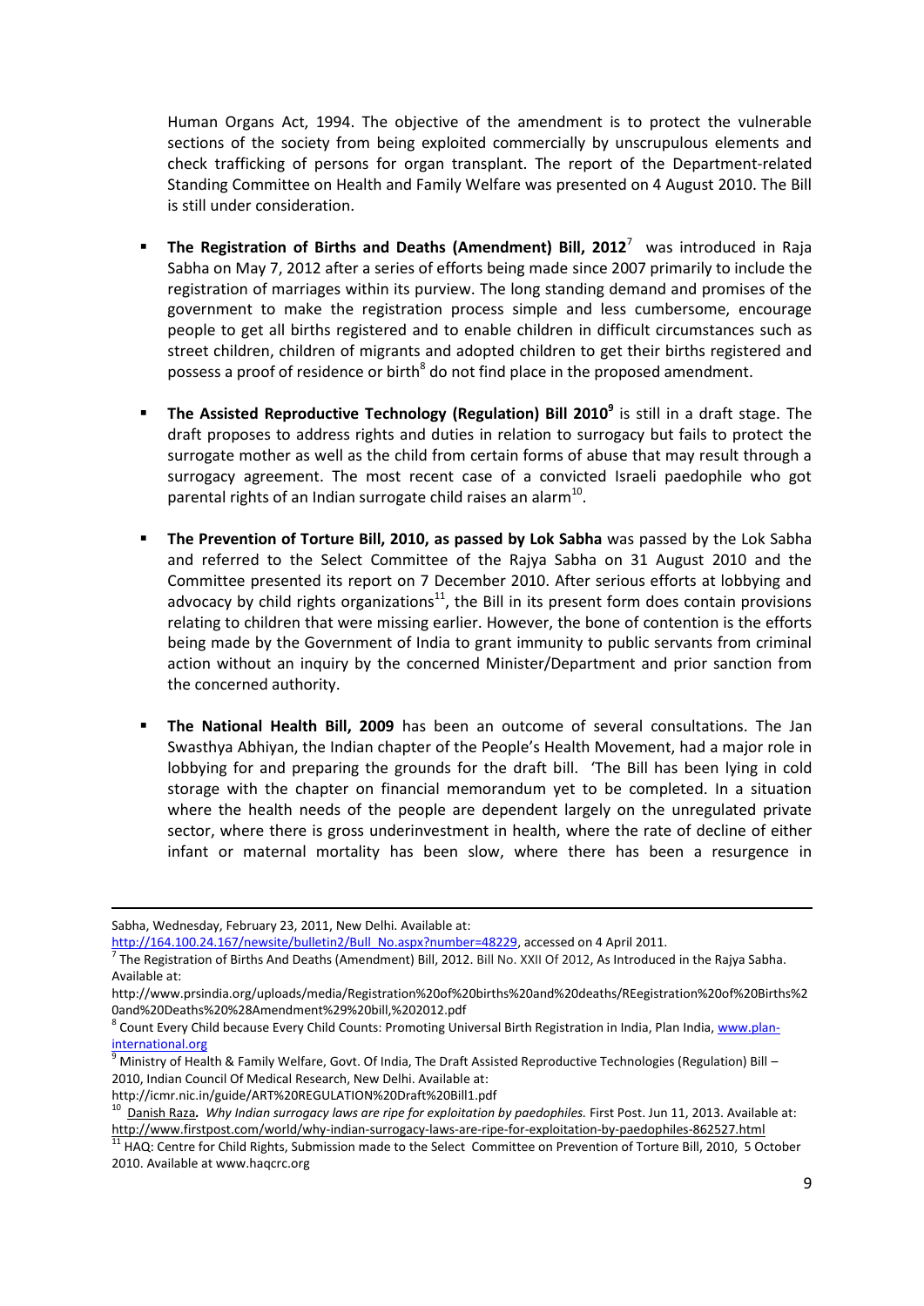Human Organs Act, 1994. The objective of the amendment is to protect the vulnerable sections of the society from being exploited commercially by unscrupulous elements and check trafficking of persons for organ transplant. The report of the Department-related Standing Committee on Health and Family Welfare was presented on 4 August 2010. The Bill is still under consideration.

- **The Registration of Births and Deaths (Amendment) Bill, 2012**[7] was introduced in Raja Sabha on May 7, 2012 after a series of efforts being made since 2007 primarily to include the registration of marriages within its purview. The long standing demand and promises of the government to make the registration process simple and less cumbersome, encourage people to get all births registered and to enable children in difficult circumstances such as street children, children of migrants and adopted children to get their births registered and possess a proof of residence or birth[8] do not find place in the proposed amendment.

- **The Assisted Reproductive Technology (Regulation) Bill 2010**[9] is still in a draft stage. The draft proposes to address rights and duties in relation to surrogacy but fails to protect the surrogate mother as well as the child from certain forms of abuse that may result through a surrogacy agreement. The most recent case of a convicted Israeli paedophile who got parental rights of an Indian surrogate child raises an alarm[10].

- **The Prevention of Torture Bill, 2010, as passed by Lok Sabha** was passed by the Lok Sabha and referred to the Select Committee of the Rajya Sabha on 31 August 2010 and the Committee presented its report on 7 December 2010. After serious efforts at lobbying and advocacy by child rights organizations[11], the Bill in its present form does contain provisions relating to children that were missing earlier. However, the bone of contention is the efforts being made by the Government of India to grant immunity to public servants from criminal action without an inquiry by the concerned Minister/Department and prior sanction from the concerned authority.

- **The National Health Bill, 2009** has been an outcome of several consultations. The Jan Swasthya Abhiyan, the Indian chapter of the People's Health Movement, had a major role in lobbying for and preparing the grounds for the draft bill. 'The Bill has been lying in cold storage with the chapter on financial memorandum yet to be completed. In a situation where the health needs of the people are dependent largely on the unregulated private sector, where there is gross underinvestment in health, where the rate of decline of either infant or maternal mortality has been slow, where there has been a resurgence in

---

Sabha, Wednesday, February 23, 2011, New Delhi. Available at: http://164.100.24.167/newsite/bulletin2/Bull_No.aspx?number=48229, accessed on 4 April 2011.

[7] The Registration of Births And Deaths (Amendment) Bill, 2012. Bill No. XXII Of 2012, As Introduced in the Rajya Sabha. Available at: http://www.prsindia.org/uploads/media/Registration%20of%20births%20and%20deaths/REegistration%20of%20Births%20and%20Deaths%20%28Amendment%29%20bill,%202012.pdf

[8] Count Every Child because Every Child Counts: Promoting Universal Birth Registration in India, Plan India, www.plan-international.org

[9] Ministry of Health & Family Welfare, Govt. Of India, The Draft Assisted Reproductive Technologies (Regulation) Bill – 2010, Indian Council Of Medical Research, New Delhi. Available at: http://icmr.nic.in/guide/ART%20REGULATION%20Draft%20Bill1.pdf

[10] Danish Raza. *Why Indian surrogacy laws are ripe for exploitation by paedophiles.* First Post. Jun 11, 2013. Available at: http://www.firstpost.com/world/why-indian-surrogacy-laws-are-ripe-for-exploitation-by-paedophiles-862527.html

[11] HAQ: Centre for Child Rights, Submission made to the Select Committee on Prevention of Torture Bill, 2010, 5 October 2010. Available at www.haqcrc.org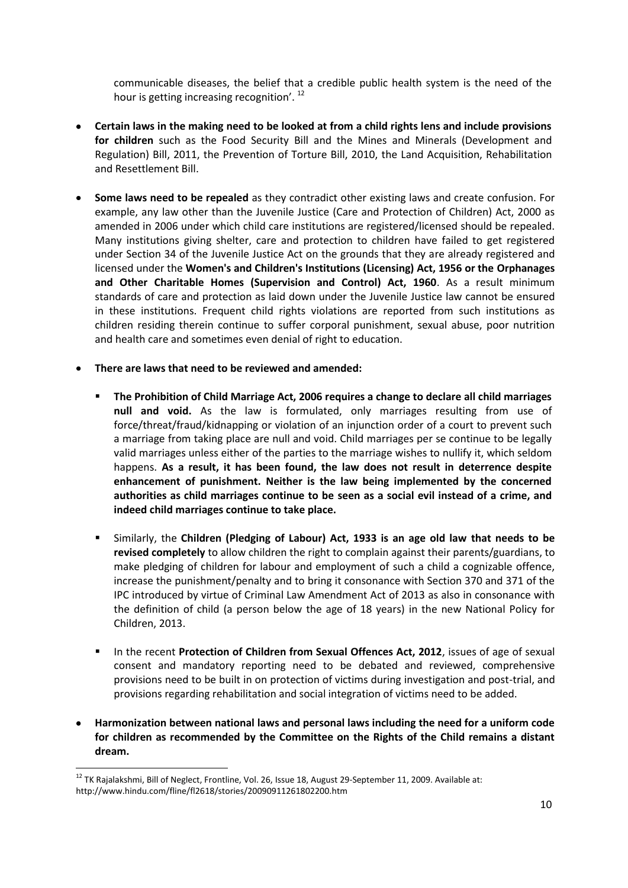communicable diseases, the belief that a credible public health system is the need of the hour is getting increasing recognition'. [12]

- **Certain laws in the making need to be looked at from a child rights lens and include provisions for children** such as the Food Security Bill and the Mines and Minerals (Development and Regulation) Bill, 2011, the Prevention of Torture Bill, 2010, the Land Acquisition, Rehabilitation and Resettlement Bill.

- **Some laws need to be repealed** as they contradict other existing laws and create confusion. For example, any law other than the Juvenile Justice (Care and Protection of Children) Act, 2000 as amended in 2006 under which child care institutions are registered/licensed should be repealed. Many institutions giving shelter, care and protection to children have failed to get registered under Section 34 of the Juvenile Justice Act on the grounds that they are already registered and licensed under the **Women's and Children's Institutions (Licensing) Act, 1956 or the Orphanages and Other Charitable Homes (Supervision and Control) Act, 1960**. As a result minimum standards of care and protection as laid down under the Juvenile Justice law cannot be ensured in these institutions. Frequent child rights violations are reported from such institutions as children residing therein continue to suffer corporal punishment, sexual abuse, poor nutrition and health care and sometimes even denial of right to education.

- **There are laws that need to be reviewed and amended:**
  - **The Prohibition of Child Marriage Act, 2006 requires a change to declare all child marriages null and void.** As the law is formulated, only marriages resulting from use of force/threat/fraud/kidnapping or violation of an injunction order of a court to prevent such a marriage from taking place are null and void. Child marriages per se continue to be legally valid marriages unless either of the parties to the marriage wishes to nullify it, which seldom happens. **As a result, it has been found, the law does not result in deterrence despite enhancement of punishment. Neither is the law being implemented by the concerned authorities as child marriages continue to be seen as a social evil instead of a crime, and indeed child marriages continue to take place.**
  - Similarly, the **Children (Pledging of Labour) Act, 1933 is an age old law that needs to be revised completely** to allow children the right to complain against their parents/guardians, to make pledging of children for labour and employment of such a child a cognizable offence, increase the punishment/penalty and to bring it consonance with Section 370 and 371 of the IPC introduced by virtue of Criminal Law Amendment Act of 2013 as also in consonance with the definition of child (a person below the age of 18 years) in the new National Policy for Children, 2013.
  - In the recent **Protection of Children from Sexual Offences Act, 2012**, issues of age of sexual consent and mandatory reporting need to be debated and reviewed, comprehensive provisions need to be built in on protection of victims during investigation and post-trial, and provisions regarding rehabilitation and social integration of victims need to be added.

- **Harmonization between national laws and personal laws including the need for a uniform code for children as recommended by the Committee on the Rights of the Child remains a distant dream.**

---

[12] TK Rajalakshmi, Bill of Neglect, Frontline, Vol. 26, Issue 18, August 29-September 11, 2009. Available at: http://www.hindu.com/fline/fl2618/stories/20090911261802200.htm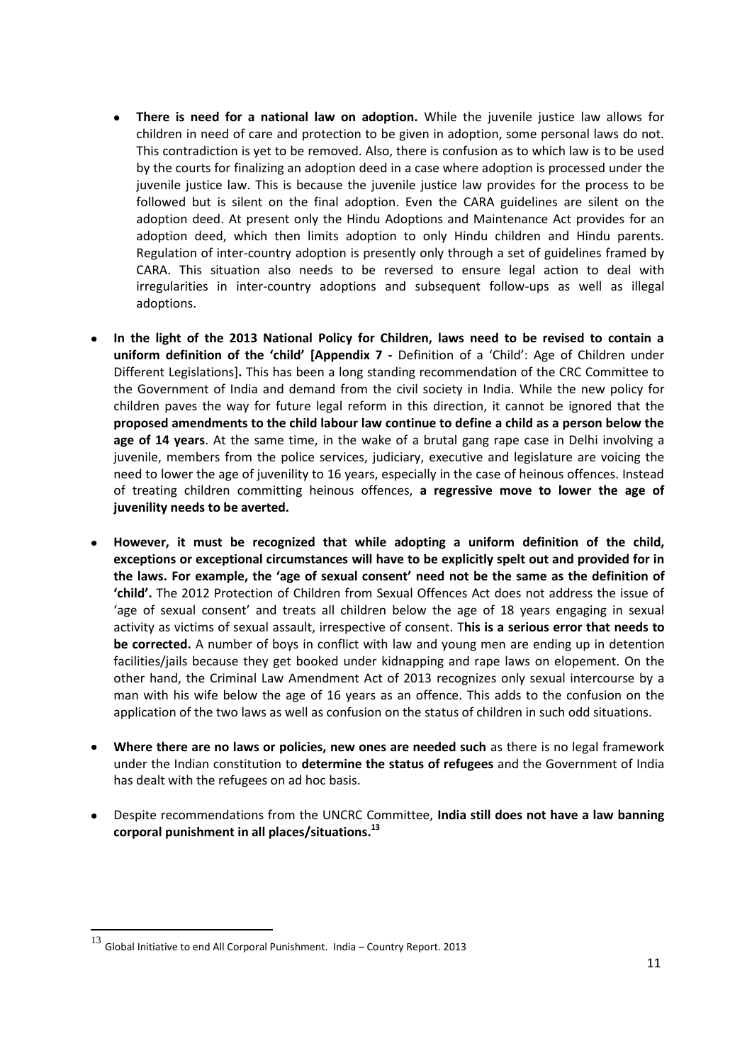- **There is need for a national law on adoption.** While the juvenile justice law allows for children in need of care and protection to be given in adoption, some personal laws do not. This contradiction is yet to be removed. Also, there is confusion as to which law is to be used by the courts for finalizing an adoption deed in a case where adoption is processed under the juvenile justice law. This is because the juvenile justice law provides for the process to be followed but is silent on the final adoption. Even the CARA guidelines are silent on the adoption deed. At present only the Hindu Adoptions and Maintenance Act provides for an adoption deed, which then limits adoption to only Hindu children and Hindu parents. Regulation of inter-country adoption is presently only through a set of guidelines framed by CARA. This situation also needs to be reversed to ensure legal action to deal with irregularities in inter-country adoptions and subsequent follow-ups as well as illegal adoptions.

- **In the light of the 2013 National Policy for Children, laws need to be revised to contain a uniform definition of the 'child' [Appendix 7 -** Definition of a 'Child': Age of Children under Different Legislations]**.** This has been a long standing recommendation of the CRC Committee to the Government of India and demand from the civil society in India. While the new policy for children paves the way for future legal reform in this direction, it cannot be ignored that the **proposed amendments to the child labour law continue to define a child as a person below the age of 14 years**. At the same time, in the wake of a brutal gang rape case in Delhi involving a juvenile, members from the police services, judiciary, executive and legislature are voicing the need to lower the age of juvenility to 16 years, especially in the case of heinous offences. Instead of treating children committing heinous offences, **a regressive move to lower the age of juvenility needs to be averted.**

- **However, it must be recognized that while adopting a uniform definition of the child, exceptions or exceptional circumstances will have to be explicitly spelt out and provided for in the laws. For example, the 'age of sexual consent' need not be the same as the definition of 'child'.** The 2012 Protection of Children from Sexual Offences Act does not address the issue of 'age of sexual consent' and treats all children below the age of 18 years engaging in sexual activity as victims of sexual assault, irrespective of consent. T**his is a serious error that needs to be corrected.** A number of boys in conflict with law and young men are ending up in detention facilities/jails because they get booked under kidnapping and rape laws on elopement. On the other hand, the Criminal Law Amendment Act of 2013 recognizes only sexual intercourse by a man with his wife below the age of 16 years as an offence. This adds to the confusion on the application of the two laws as well as confusion on the status of children in such odd situations.

- **Where there are no laws or policies, new ones are needed such** as there is no legal framework under the Indian constitution to **determine the status of refugees** and the Government of India has dealt with the refugees on ad hoc basis.

- Despite recommendations from the UNCRC Committee, **India still does not have a law banning corporal punishment in all places/situations.**[13]

[13] Global Initiative to end All Corporal Punishment. India – Country Report. 2013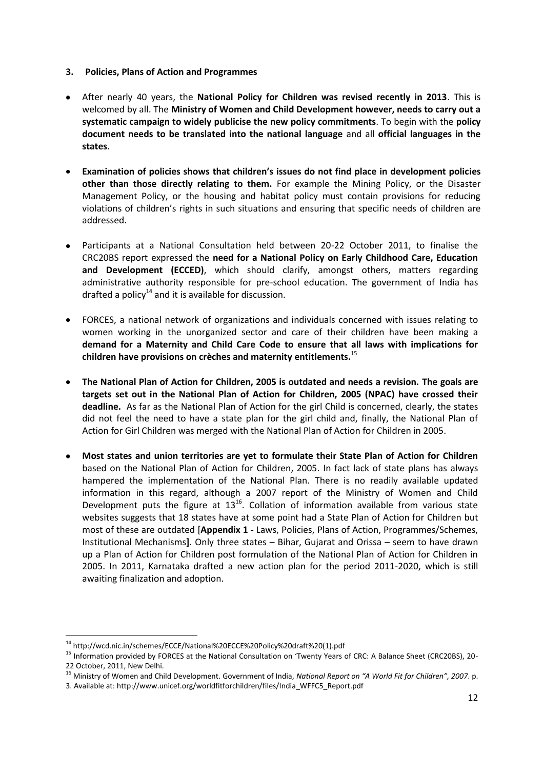### 3. Policies, Plans of Action and Programmes

- After nearly 40 years, the **National Policy for Children was revised recently in 2013**. This is welcomed by all. The **Ministry of Women and Child Development however, needs to carry out a systematic campaign to widely publicise the new policy commitments**. To begin with the **policy document needs to be translated into the national language** and all **official languages in the states**.

- **Examination of policies shows that children's issues do not find place in development policies other than those directly relating to them.** For example the Mining Policy, or the Disaster Management Policy, or the housing and habitat policy must contain provisions for reducing violations of children's rights in such situations and ensuring that specific needs of children are addressed.

- Participants at a National Consultation held between 20-22 October 2011, to finalise the CRC20BS report expressed the **need for a National Policy on Early Childhood Care, Education and Development (ECCED)**, which should clarify, amongst others, matters regarding administrative authority responsible for pre-school education. The government of India has drafted a policy[14] and it is available for discussion.

- FORCES, a national network of organizations and individuals concerned with issues relating to women working in the unorganized sector and care of their children have been making a **demand for a Maternity and Child Care Code to ensure that all laws with implications for children have provisions on crèches and maternity entitlements.**[15]

- **The National Plan of Action for Children, 2005 is outdated and needs a revision. The goals are targets set out in the National Plan of Action for Children, 2005 (NPAC) have crossed their deadline.** As far as the National Plan of Action for the girl Child is concerned, clearly, the states did not feel the need to have a state plan for the girl child and, finally, the National Plan of Action for Girl Children was merged with the National Plan of Action for Children in 2005.

- **Most states and union territories are yet to formulate their State Plan of Action for Children** based on the National Plan of Action for Children, 2005. In fact lack of state plans has always hampered the implementation of the National Plan. There is no readily available updated information in this regard, although a 2007 report of the Ministry of Women and Child Development puts the figure at 13[16]. Collation of information available from various state websites suggests that 18 states have at some point had a State Plan of Action for Children but most of these are outdated [**Appendix 1 -** Laws, Policies, Plans of Action, Programmes/Schemes, Institutional Mechanisms**]**. Only three states – Bihar, Gujarat and Orissa – seem to have drawn up a Plan of Action for Children post formulation of the National Plan of Action for Children in 2005. In 2011, Karnataka drafted a new action plan for the period 2011-2020, which is still awaiting finalization and adoption.

---

[14] http://wcd.nic.in/schemes/ECCE/National%20ECCE%20Policy%20draft%20(1).pdf

[15] Information provided by FORCES at the National Consultation on 'Twenty Years of CRC: A Balance Sheet (CRC20BS), 20-22 October, 2011, New Delhi.

[16] Ministry of Women and Child Development. Government of India, *National Report on "A World Fit for Children", 2007.* p. 3. Available at: http://www.unicef.org/worldfitforchildren/files/India_WFFC5_Report.pdf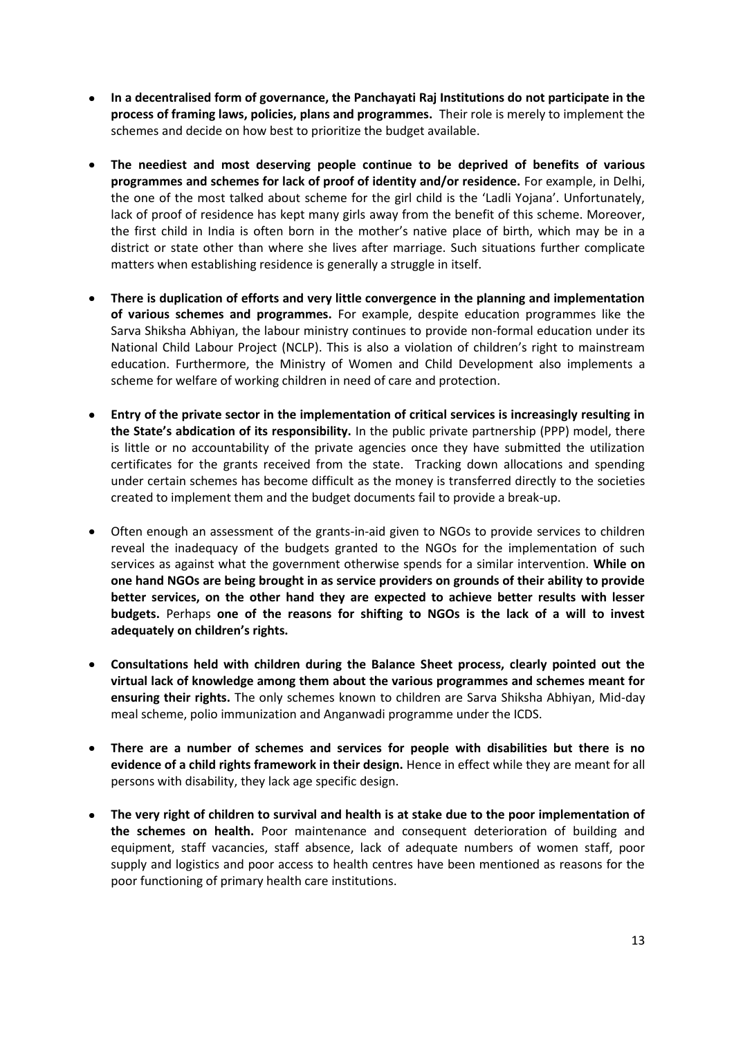- **In a decentralised form of governance, the Panchayati Raj Institutions do not participate in the process of framing laws, policies, plans and programmes.** Their role is merely to implement the schemes and decide on how best to prioritize the budget available.

- **The neediest and most deserving people continue to be deprived of benefits of various programmes and schemes for lack of proof of identity and/or residence.** For example, in Delhi, the one of the most talked about scheme for the girl child is the 'Ladli Yojana'. Unfortunately, lack of proof of residence has kept many girls away from the benefit of this scheme. Moreover, the first child in India is often born in the mother's native place of birth, which may be in a district or state other than where she lives after marriage. Such situations further complicate matters when establishing residence is generally a struggle in itself.

- **There is duplication of efforts and very little convergence in the planning and implementation of various schemes and programmes.** For example, despite education programmes like the Sarva Shiksha Abhiyan, the labour ministry continues to provide non-formal education under its National Child Labour Project (NCLP). This is also a violation of children's right to mainstream education. Furthermore, the Ministry of Women and Child Development also implements a scheme for welfare of working children in need of care and protection.

- **Entry of the private sector in the implementation of critical services is increasingly resulting in the State's abdication of its responsibility.** In the public private partnership (PPP) model, there is little or no accountability of the private agencies once they have submitted the utilization certificates for the grants received from the state. Tracking down allocations and spending under certain schemes has become difficult as the money is transferred directly to the societies created to implement them and the budget documents fail to provide a break-up.

- Often enough an assessment of the grants-in-aid given to NGOs to provide services to children reveal the inadequacy of the budgets granted to the NGOs for the implementation of such services as against what the government otherwise spends for a similar intervention. **While on one hand NGOs are being brought in as service providers on grounds of their ability to provide better services, on the other hand they are expected to achieve better results with lesser budgets.** Perhaps **one of the reasons for shifting to NGOs is the lack of a will to invest adequately on children's rights.**

- **Consultations held with children during the Balance Sheet process, clearly pointed out the virtual lack of knowledge among them about the various programmes and schemes meant for ensuring their rights.** The only schemes known to children are Sarva Shiksha Abhiyan, Mid-day meal scheme, polio immunization and Anganwadi programme under the ICDS.

- **There are a number of schemes and services for people with disabilities but there is no evidence of a child rights framework in their design.** Hence in effect while they are meant for all persons with disability, they lack age specific design.

- **The very right of children to survival and health is at stake due to the poor implementation of the schemes on health.** Poor maintenance and consequent deterioration of building and equipment, staff vacancies, staff absence, lack of adequate numbers of women staff, poor supply and logistics and poor access to health centres have been mentioned as reasons for the poor functioning of primary health care institutions.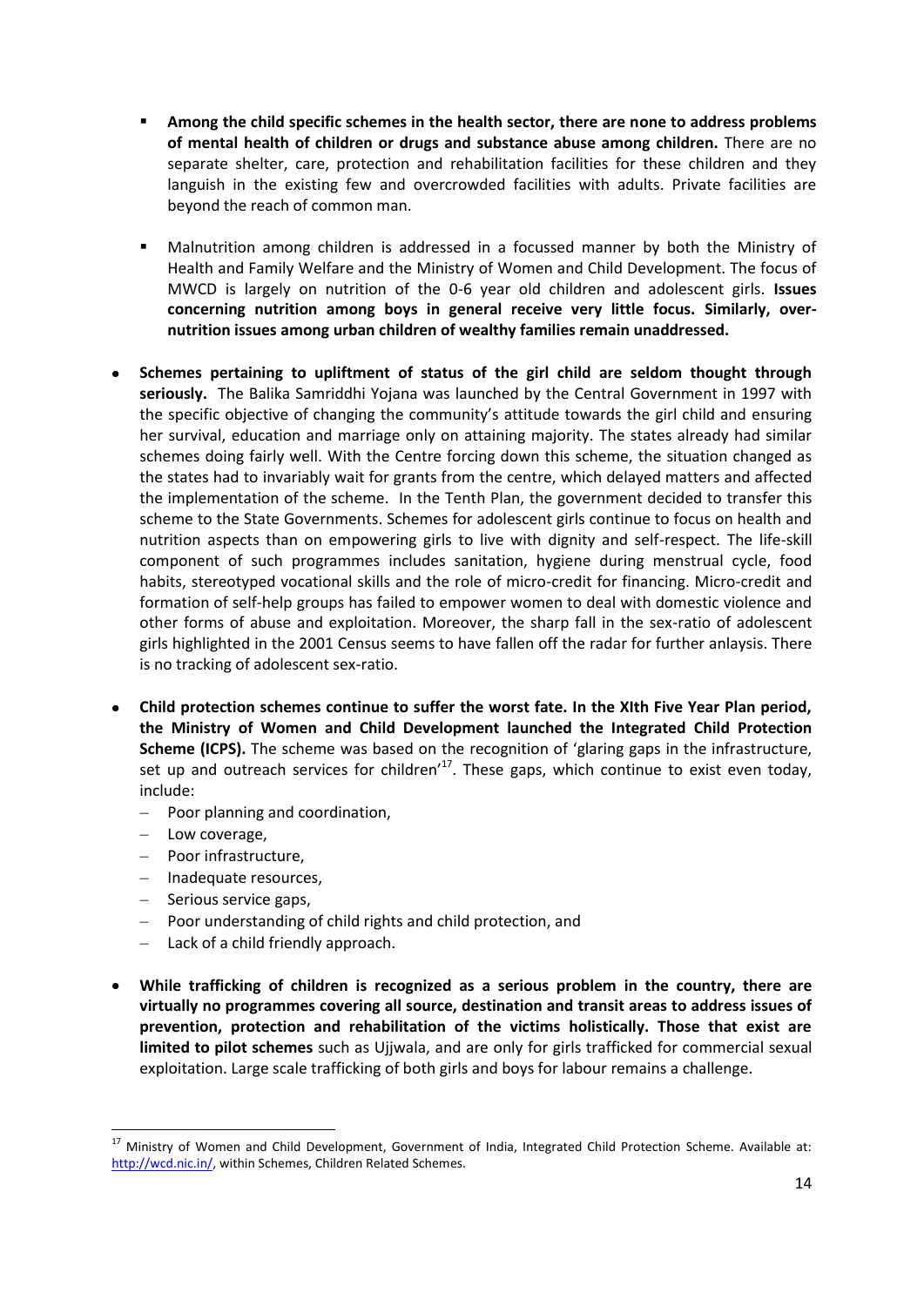- **Among the child specific schemes in the health sector, there are none to address problems of mental health of children or drugs and substance abuse among children.** There are no separate shelter, care, protection and rehabilitation facilities for these children and they languish in the existing few and overcrowded facilities with adults. Private facilities are beyond the reach of common man.

- Malnutrition among children is addressed in a focussed manner by both the Ministry of Health and Family Welfare and the Ministry of Women and Child Development. The focus of MWCD is largely on nutrition of the 0-6 year old children and adolescent girls. **Issues concerning nutrition among boys in general receive very little focus. Similarly, over-nutrition issues among urban children of wealthy families remain unaddressed.**

- **Schemes pertaining to upliftment of status of the girl child are seldom thought through seriously.** The Balika Samriddhi Yojana was launched by the Central Government in 1997 with the specific objective of changing the community's attitude towards the girl child and ensuring her survival, education and marriage only on attaining majority. The states already had similar schemes doing fairly well. With the Centre forcing down this scheme, the situation changed as the states had to invariably wait for grants from the centre, which delayed matters and affected the implementation of the scheme. In the Tenth Plan, the government decided to transfer this scheme to the State Governments. Schemes for adolescent girls continue to focus on health and nutrition aspects than on empowering girls to live with dignity and self-respect. The life-skill component of such programmes includes sanitation, hygiene during menstrual cycle, food habits, stereotyped vocational skills and the role of micro-credit for financing. Micro-credit and formation of self-help groups has failed to empower women to deal with domestic violence and other forms of abuse and exploitation. Moreover, the sharp fall in the sex-ratio of adolescent girls highlighted in the 2001 Census seems to have fallen off the radar for further anlaysis. There is no tracking of adolescent sex-ratio.

- **Child protection schemes continue to suffer the worst fate. In the XIth Five Year Plan period, the Ministry of Women and Child Development launched the Integrated Child Protection Scheme (ICPS).** The scheme was based on the recognition of 'glaring gaps in the infrastructure, set up and outreach services for children'[17]. These gaps, which continue to exist even today, include:
  - Poor planning and coordination,
  - Low coverage,
  - Poor infrastructure,
  - Inadequate resources,
  - Serious service gaps,
  - Poor understanding of child rights and child protection, and
  - Lack of a child friendly approach.

- **While trafficking of children is recognized as a serious problem in the country, there are virtually no programmes covering all source, destination and transit areas to address issues of prevention, protection and rehabilitation of the victims holistically. Those that exist are limited to pilot schemes** such as Ujjwala, and are only for girls trafficked for commercial sexual exploitation. Large scale trafficking of both girls and boys for labour remains a challenge.

---

[17] Ministry of Women and Child Development, Government of India, Integrated Child Protection Scheme. Available at: http://wcd.nic.in/, within Schemes, Children Related Schemes.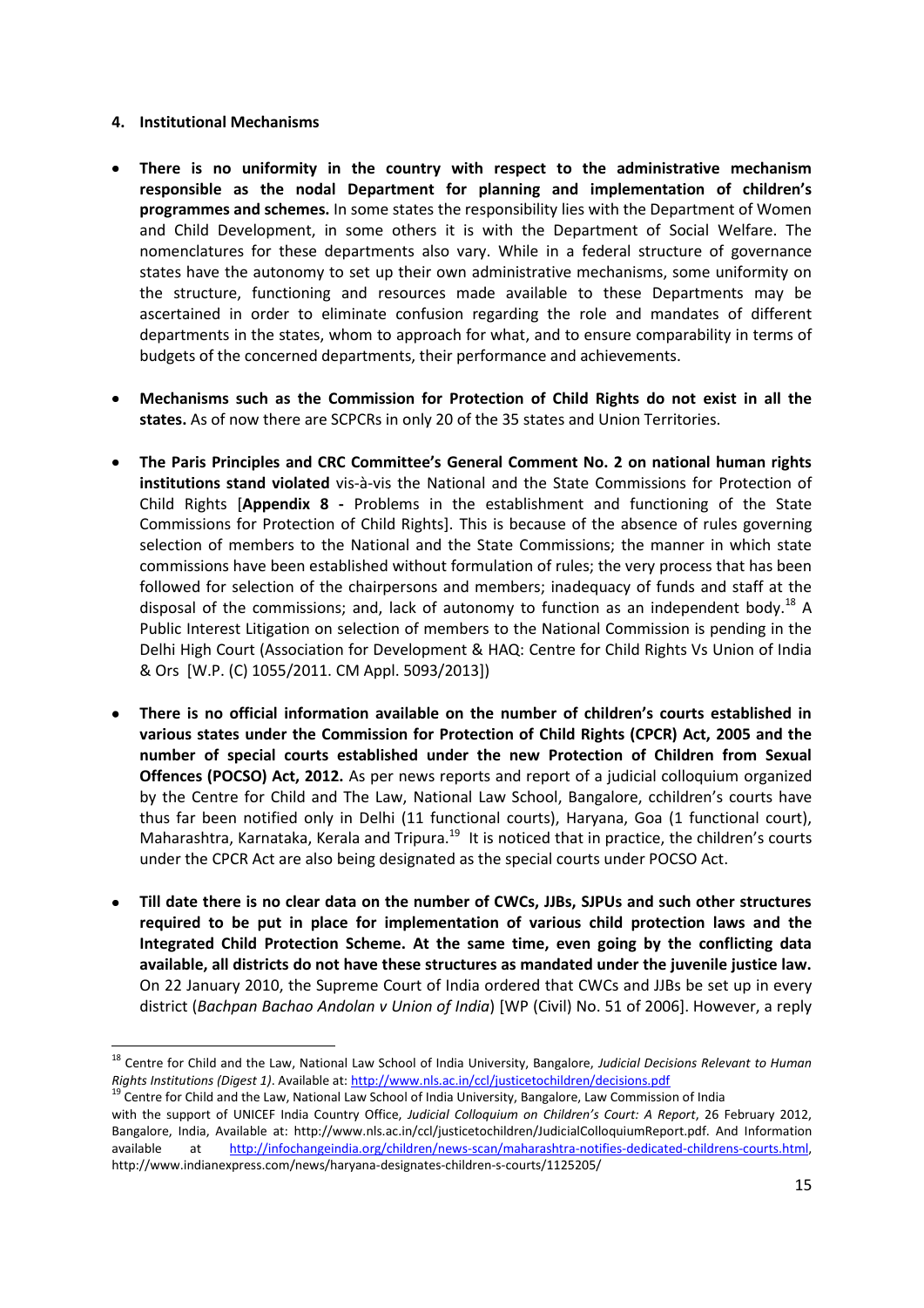**4. Institutional Mechanisms**

- **There is no uniformity in the country with respect to the administrative mechanism responsible as the nodal Department for planning and implementation of children's programmes and schemes.** In some states the responsibility lies with the Department of Women and Child Development, in some others it is with the Department of Social Welfare. The nomenclatures for these departments also vary. While in a federal structure of governance states have the autonomy to set up their own administrative mechanisms, some uniformity on the structure, functioning and resources made available to these Departments may be ascertained in order to eliminate confusion regarding the role and mandates of different departments in the states, whom to approach for what, and to ensure comparability in terms of budgets of the concerned departments, their performance and achievements.

- **Mechanisms such as the Commission for Protection of Child Rights do not exist in all the states.** As of now there are SCPCRs in only 20 of the 35 states and Union Territories.

- **The Paris Principles and CRC Committee's General Comment No. 2 on national human rights institutions stand violated** vis-à-vis the National and the State Commissions for Protection of Child Rights [**Appendix 8 -** Problems in the establishment and functioning of the State Commissions for Protection of Child Rights]. This is because of the absence of rules governing selection of members to the National and the State Commissions; the manner in which state commissions have been established without formulation of rules; the very process that has been followed for selection of the chairpersons and members; inadequacy of funds and staff at the disposal of the commissions; and, lack of autonomy to function as an independent body.[18] A Public Interest Litigation on selection of members to the National Commission is pending in the Delhi High Court (Association for Development & HAQ: Centre for Child Rights Vs Union of India & Ors [W.P. (C) 1055/2011. CM Appl. 5093/2013])

- **There is no official information available on the number of children's courts established in various states under the Commission for Protection of Child Rights (CPCR) Act, 2005 and the number of special courts established under the new Protection of Children from Sexual Offences (POCSO) Act, 2012.** As per news reports and report of a judicial colloquium organized by the Centre for Child and The Law, National Law School, Bangalore, cchildren's courts have thus far been notified only in Delhi (11 functional courts), Haryana, Goa (1 functional court), Maharashtra, Karnataka, Kerala and Tripura.[19] It is noticed that in practice, the children's courts under the CPCR Act are also being designated as the special courts under POCSO Act.

- **Till date there is no clear data on the number of CWCs, JJBs, SJPUs and such other structures required to be put in place for implementation of various child protection laws and the Integrated Child Protection Scheme. At the same time, even going by the conflicting data available, all districts do not have these structures as mandated under the juvenile justice law.** On 22 January 2010, the Supreme Court of India ordered that CWCs and JJBs be set up in every district (*Bachpan Bachao Andolan v Union of India*) [WP (Civil) No. 51 of 2006]. However, a reply

---

[18] Centre for Child and the Law, National Law School of India University, Bangalore, *Judicial Decisions Relevant to Human Rights Institutions (Digest 1)*. Available at: http://www.nls.ac.in/ccl/justicetochildren/decisions.pdf

[19] Centre for Child and the Law, National Law School of India University, Bangalore, Law Commission of India with the support of UNICEF India Country Office, *Judicial Colloquium on Children's Court: A Report*, 26 February 2012, Bangalore, India, Available at: http://www.nls.ac.in/ccl/justicetochildren/JudicialColloquiumReport.pdf. And Information available at http://infochangeindia.org/children/news-scan/maharashtra-notifies-dedicated-childrens-courts.html, http://www.indianexpress.com/news/haryana-designates-children-s-courts/1125205/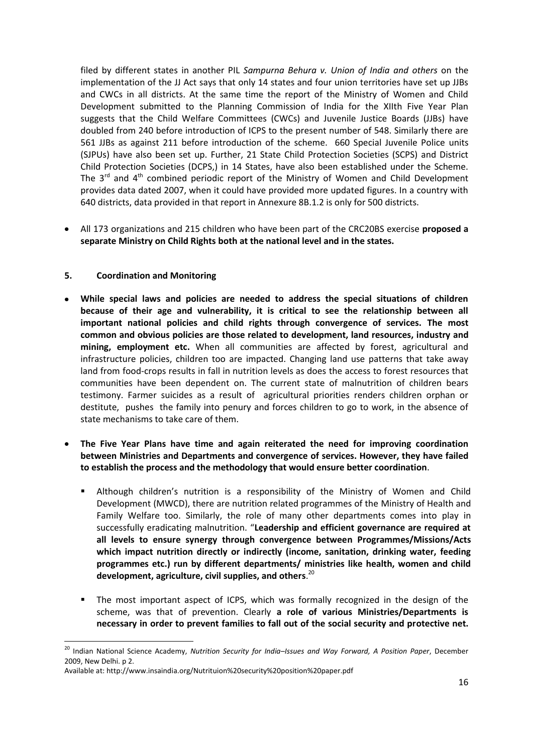filed by different states in another PIL *Sampurna Behura v. Union of India and others* on the implementation of the JJ Act says that only 14 states and four union territories have set up JJBs and CWCs in all districts. At the same time the report of the Ministry of Women and Child Development submitted to the Planning Commission of India for the XIIth Five Year Plan suggests that the Child Welfare Committees (CWCs) and Juvenile Justice Boards (JJBs) have doubled from 240 before introduction of ICPS to the present number of 548. Similarly there are 561 JJBs as against 211 before introduction of the scheme. 660 Special Juvenile Police units (SJPUs) have also been set up. Further, 21 State Child Protection Societies (SCPS) and District Child Protection Societies (DCPS,) in 14 States, have also been established under the Scheme. The 3rd and 4th combined periodic report of the Ministry of Women and Child Development provides data dated 2007, when it could have provided more updated figures. In a country with 640 districts, data provided in that report in Annexure 8B.1.2 is only for 500 districts.

- All 173 organizations and 215 children who have been part of the CRC20BS exercise **proposed a separate Ministry on Child Rights both at the national level and in the states.**

### 5. Coordination and Monitoring

- **While special laws and policies are needed to address the special situations of children because of their age and vulnerability, it is critical to see the relationship between all important national policies and child rights through convergence of services. The most common and obvious policies are those related to development, land resources, industry and mining, employment etc.** When all communities are affected by forest, agricultural and infrastructure policies, children too are impacted. Changing land use patterns that take away land from food-crops results in fall in nutrition levels as does the access to forest resources that communities have been dependent on. The current state of malnutrition of children bears testimony. Farmer suicides as a result of agricultural priorities renders children orphan or destitute, pushes the family into penury and forces children to go to work, in the absence of state mechanisms to take care of them.

- **The Five Year Plans have time and again reiterated the need for improving coordination between Ministries and Departments and convergence of services. However, they have failed to establish the process and the methodology that would ensure better coordination**.

  - Although children's nutrition is a responsibility of the Ministry of Women and Child Development (MWCD), there are nutrition related programmes of the Ministry of Health and Family Welfare too. Similarly, the role of many other departments comes into play in successfully eradicating malnutrition. "**Leadership and efficient governance are required at all levels to ensure synergy through convergence between Programmes/Missions/Acts which impact nutrition directly or indirectly (income, sanitation, drinking water, feeding programmes etc.) run by different departments/ ministries like health, women and child development, agriculture, civil supplies, and others**.[20]

  - The most important aspect of ICPS, which was formally recognized in the design of the scheme, was that of prevention. Clearly **a role of various Ministries/Departments is necessary in order to prevent families to fall out of the social security and protective net.**

---

[20] Indian National Science Academy, *Nutrition Security for India–Issues and Way Forward, A Position Paper*, December 2009, New Delhi. p 2.

Available at: http://www.insaindia.org/Nutrituion%20security%20position%20paper.pdf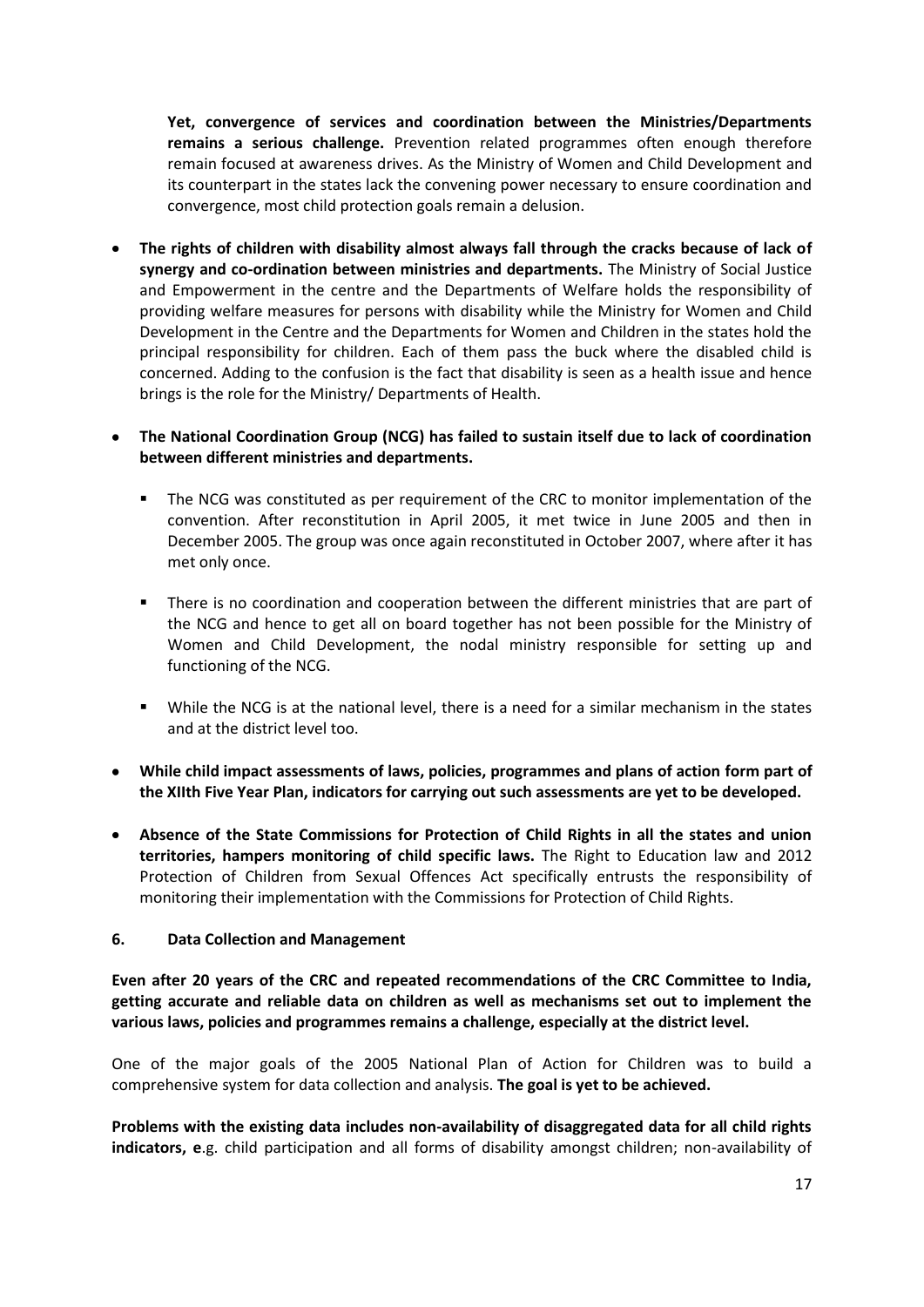**Yet, convergence of services and coordination between the Ministries/Departments remains a serious challenge.** Prevention related programmes often enough therefore remain focused at awareness drives. As the Ministry of Women and Child Development and its counterpart in the states lack the convening power necessary to ensure coordination and convergence, most child protection goals remain a delusion.

- **The rights of children with disability almost always fall through the cracks because of lack of synergy and co-ordination between ministries and departments.** The Ministry of Social Justice and Empowerment in the centre and the Departments of Welfare holds the responsibility of providing welfare measures for persons with disability while the Ministry for Women and Child Development in the Centre and the Departments for Women and Children in the states hold the principal responsibility for children. Each of them pass the buck where the disabled child is concerned. Adding to the confusion is the fact that disability is seen as a health issue and hence brings is the role for the Ministry/ Departments of Health.

- **The National Coordination Group (NCG) has failed to sustain itself due to lack of coordination between different ministries and departments.**

  - The NCG was constituted as per requirement of the CRC to monitor implementation of the convention. After reconstitution in April 2005, it met twice in June 2005 and then in December 2005. The group was once again reconstituted in October 2007, where after it has met only once.

  - There is no coordination and cooperation between the different ministries that are part of the NCG and hence to get all on board together has not been possible for the Ministry of Women and Child Development, the nodal ministry responsible for setting up and functioning of the NCG.

  - While the NCG is at the national level, there is a need for a similar mechanism in the states and at the district level too.

- **While child impact assessments of laws, policies, programmes and plans of action form part of the XIIth Five Year Plan, indicators for carrying out such assessments are yet to be developed.**

- **Absence of the State Commissions for Protection of Child Rights in all the states and union territories, hampers monitoring of child specific laws.** The Right to Education law and 2012 Protection of Children from Sexual Offences Act specifically entrusts the responsibility of monitoring their implementation with the Commissions for Protection of Child Rights.

## 6. Data Collection and Management

**Even after 20 years of the CRC and repeated recommendations of the CRC Committee to India, getting accurate and reliable data on children as well as mechanisms set out to implement the various laws, policies and programmes remains a challenge, especially at the district level.**

One of the major goals of the 2005 National Plan of Action for Children was to build a comprehensive system for data collection and analysis. **The goal is yet to be achieved.**

**Problems with the existing data includes non-availability of disaggregated data for all child rights indicators, e**.g. child participation and all forms of disability amongst children; non-availability of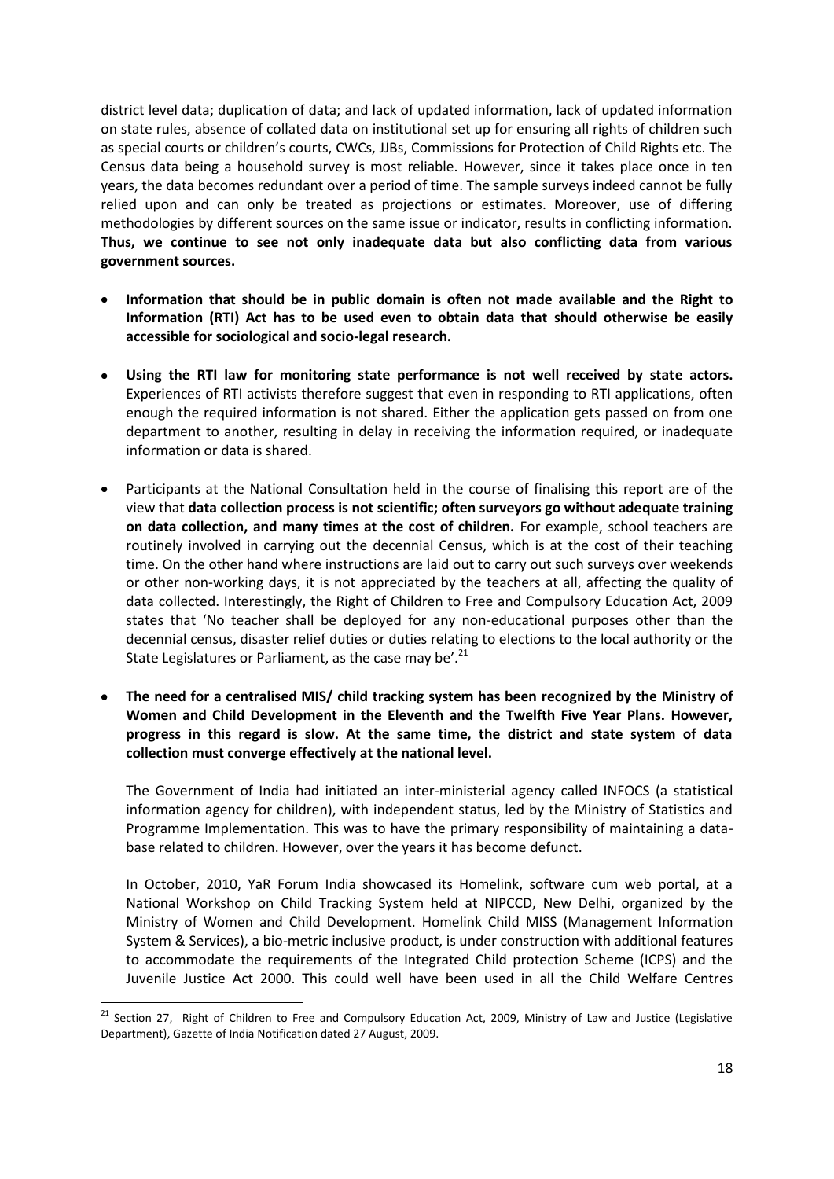district level data; duplication of data; and lack of updated information, lack of updated information on state rules, absence of collated data on institutional set up for ensuring all rights of children such as special courts or children's courts, CWCs, JJBs, Commissions for Protection of Child Rights etc. The Census data being a household survey is most reliable. However, since it takes place once in ten years, the data becomes redundant over a period of time. The sample surveys indeed cannot be fully relied upon and can only be treated as projections or estimates. Moreover, use of differing methodologies by different sources on the same issue or indicator, results in conflicting information. **Thus, we continue to see not only inadequate data but also conflicting data from various government sources.**

- **Information that should be in public domain is often not made available and the Right to Information (RTI) Act has to be used even to obtain data that should otherwise be easily accessible for sociological and socio-legal research.**

- **Using the RTI law for monitoring state performance is not well received by state actors.** Experiences of RTI activists therefore suggest that even in responding to RTI applications, often enough the required information is not shared. Either the application gets passed on from one department to another, resulting in delay in receiving the information required, or inadequate information or data is shared.

- Participants at the National Consultation held in the course of finalising this report are of the view that **data collection process is not scientific; often surveyors go without adequate training on data collection, and many times at the cost of children.** For example, school teachers are routinely involved in carrying out the decennial Census, which is at the cost of their teaching time. On the other hand where instructions are laid out to carry out such surveys over weekends or other non-working days, it is not appreciated by the teachers at all, affecting the quality of data collected. Interestingly, the Right of Children to Free and Compulsory Education Act, 2009 states that 'No teacher shall be deployed for any non-educational purposes other than the decennial census, disaster relief duties or duties relating to elections to the local authority or the State Legislatures or Parliament, as the case may be'.[21]

- **The need for a centralised MIS/ child tracking system has been recognized by the Ministry of Women and Child Development in the Eleventh and the Twelfth Five Year Plans. However, progress in this regard is slow. At the same time, the district and state system of data collection must converge effectively at the national level.**

  The Government of India had initiated an inter-ministerial agency called INFOCS (a statistical information agency for children), with independent status, led by the Ministry of Statistics and Programme Implementation. This was to have the primary responsibility of maintaining a database related to children. However, over the years it has become defunct.

  In October, 2010, YaR Forum India showcased its Homelink, software cum web portal, at a National Workshop on Child Tracking System held at NIPCCD, New Delhi, organized by the Ministry of Women and Child Development. Homelink Child MISS (Management Information System & Services), a bio-metric inclusive product, is under construction with additional features to accommodate the requirements of the Integrated Child protection Scheme (ICPS) and the Juvenile Justice Act 2000. This could well have been used in all the Child Welfare Centres

---

[21] Section 27, Right of Children to Free and Compulsory Education Act, 2009, Ministry of Law and Justice (Legislative Department), Gazette of India Notification dated 27 August, 2009.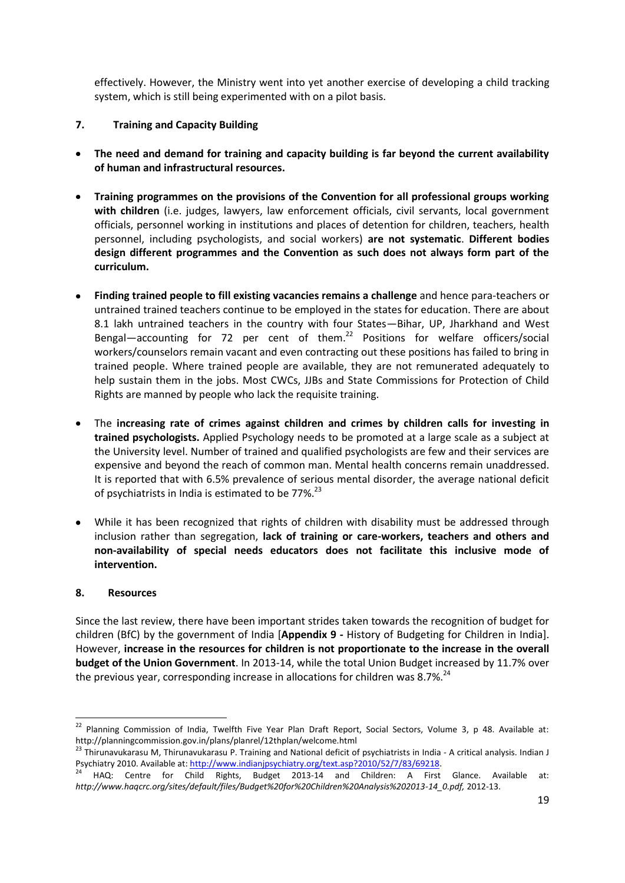effectively. However, the Ministry went into yet another exercise of developing a child tracking system, which is still being experimented with on a pilot basis.

## 7. Training and Capacity Building

- **The need and demand for training and capacity building is far beyond the current availability of human and infrastructural resources.**

- **Training programmes on the provisions of the Convention for all professional groups working with children** (i.e. judges, lawyers, law enforcement officials, civil servants, local government officials, personnel working in institutions and places of detention for children, teachers, health personnel, including psychologists, and social workers) **are not systematic**. **Different bodies design different programmes and the Convention as such does not always form part of the curriculum.**

- **Finding trained people to fill existing vacancies remains a challenge** and hence para-teachers or untrained trained teachers continue to be employed in the states for education. There are about 8.1 lakh untrained teachers in the country with four States—Bihar, UP, Jharkhand and West Bengal—accounting for 72 per cent of them.[22] Positions for welfare officers/social workers/counselors remain vacant and even contracting out these positions has failed to bring in trained people. Where trained people are available, they are not remunerated adequately to help sustain them in the jobs. Most CWCs, JJBs and State Commissions for Protection of Child Rights are manned by people who lack the requisite training.

- The **increasing rate of crimes against children and crimes by children calls for investing in trained psychologists.** Applied Psychology needs to be promoted at a large scale as a subject at the University level. Number of trained and qualified psychologists are few and their services are expensive and beyond the reach of common man. Mental health concerns remain unaddressed. It is reported that with 6.5% prevalence of serious mental disorder, the average national deficit of psychiatrists in India is estimated to be 77%.[23]

- While it has been recognized that rights of children with disability must be addressed through inclusion rather than segregation, **lack of training or care-workers, teachers and others and non-availability of special needs educators does not facilitate this inclusive mode of intervention.**

## 8. Resources

Since the last review, there have been important strides taken towards the recognition of budget for children (BfC) by the government of India [**Appendix 9 -** History of Budgeting for Children in India]. However, **increase in the resources for children is not proportionate to the increase in the overall budget of the Union Government**. In 2013-14, while the total Union Budget increased by 11.7% over the previous year, corresponding increase in allocations for children was 8.7%.[24]

---

[22] Planning Commission of India, Twelfth Five Year Plan Draft Report, Social Sectors, Volume 3, p 48. Available at: http://planningcommission.gov.in/plans/planrel/12thplan/welcome.html

[23] Thirunavukarasu M, Thirunavukarasu P. Training and National deficit of psychiatrists in India - A critical analysis. Indian J Psychiatry 2010. Available at: http://www.indianjpsychiatry.org/text.asp?2010/52/7/83/69218.

[24] HAQ: Centre for Child Rights, Budget 2013-14 and Children: A First Glance. Available at: *http://www.haqcrc.org/sites/default/files/Budget%20for%20Children%20Analysis%202013-14_0.pdf,* 2012-13.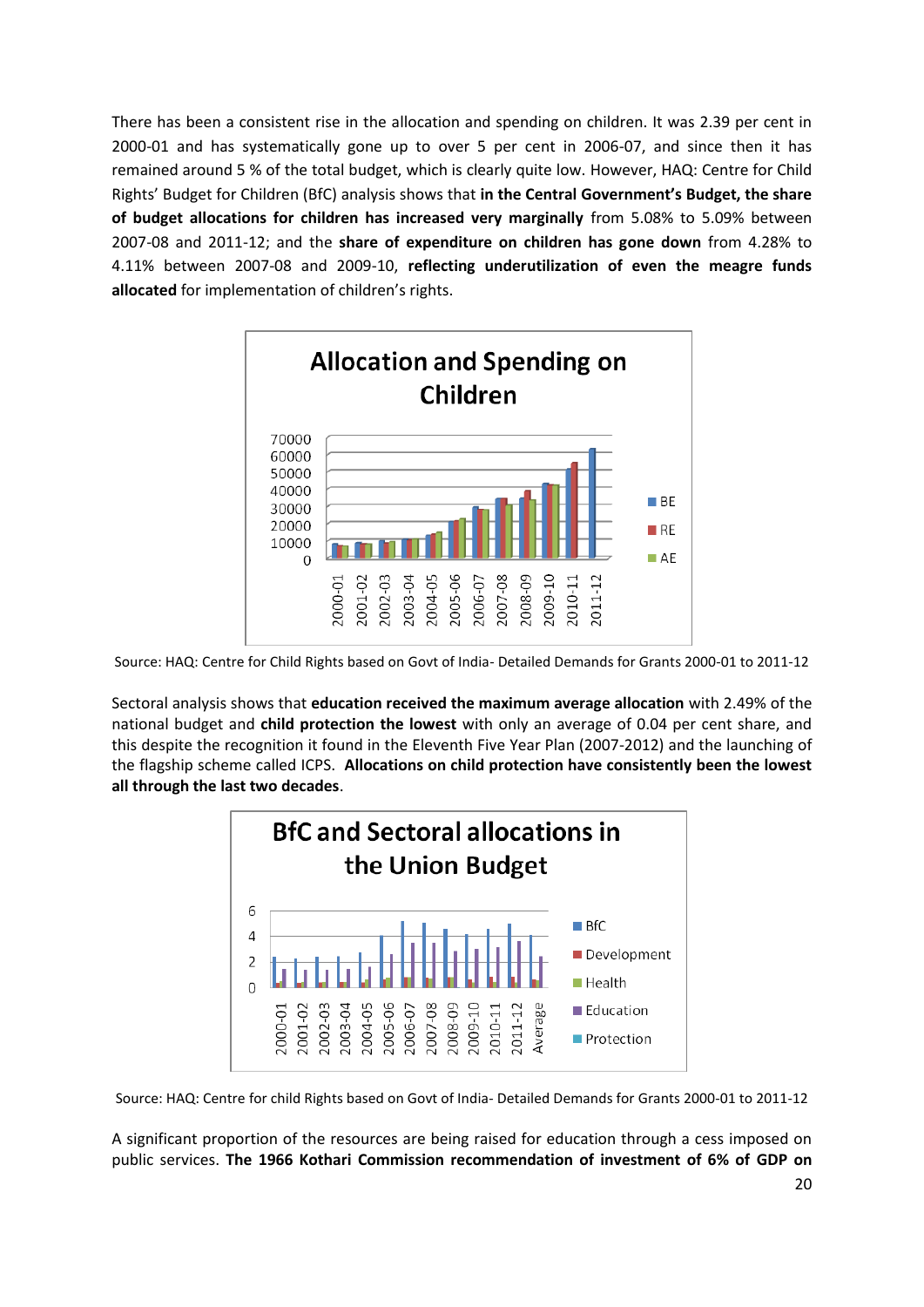There has been a consistent rise in the allocation and spending on children. It was 2.39 per cent in 2000-01 and has systematically gone up to over 5 per cent in 2006-07, and since then it has remained around 5 % of the total budget, which is clearly quite low. However, HAQ: Centre for Child Rights' Budget for Children (BfC) analysis shows that **in the Central Government's Budget, the share of budget allocations for children has increased very marginally** from 5.08% to 5.09% between 2007-08 and 2011-12; and the **share of expenditure on children has gone down** from 4.28% to 4.11% between 2007-08 and 2009-10, **reflecting underutilization of even the meagre funds allocated** for implementation of children's rights.

**Allocation and Spending on Children**

Source: HAQ: Centre for Child Rights based on Govt of India- Detailed Demands for Grants 2000-01 to 2011-12

Sectoral analysis shows that **education received the maximum average allocation** with 2.49% of the national budget and **child protection the lowest** with only an average of 0.04 per cent share, and this despite the recognition it found in the Eleventh Five Year Plan (2007-2012) and the launching of the flagship scheme called ICPS. **Allocations on child protection have consistently been the lowest all through the last two decades**.

**BfC and Sectoral allocations in the Union Budget**

Source: HAQ: Centre for child Rights based on Govt of India- Detailed Demands for Grants 2000-01 to 2011-12

A significant proportion of the resources are being raised for education through a cess imposed on public services. **The 1966 Kothari Commission recommendation of investment of 6% of GDP on**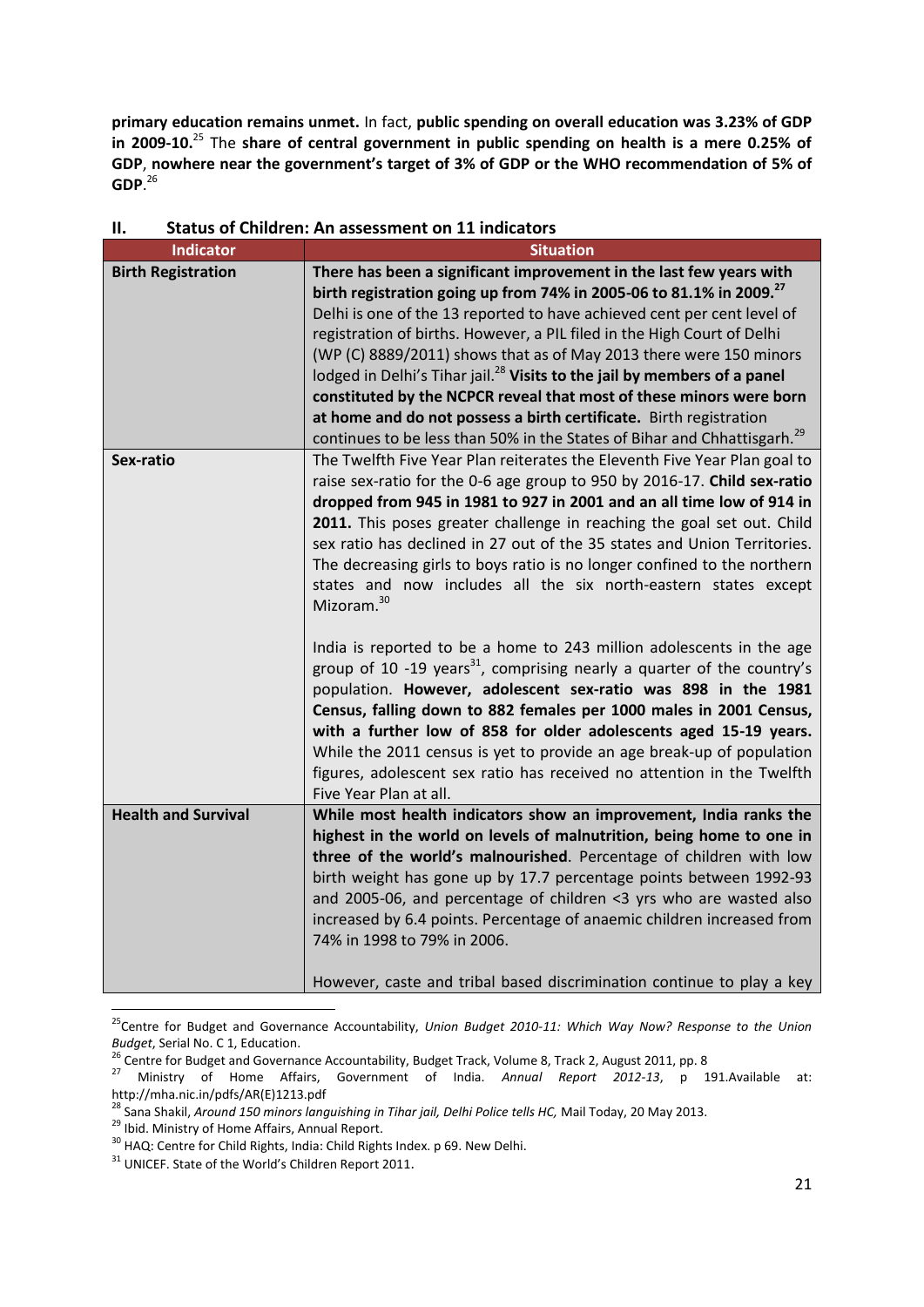**primary education remains unmet.** In fact, **public spending on overall education was 3.23% of GDP in 2009-10.**[25] The **share of central government in public spending on health is a mere 0.25% of GDP**, **nowhere near the government's target of 3% of GDP or the WHO recommendation of 5% of GDP**.[26]

## II. Status of Children: An assessment on 11 indicators

| Indicator | Situation |
|---|---|
| **Birth Registration** | **There has been a significant improvement in the last few years with birth registration going up from 74% in 2005-06 to 81.1% in 2009.**[27] Delhi is one of the 13 reported to have achieved cent per cent level of registration of births. However, a PIL filed in the High Court of Delhi (WP (C) 8889/2011) shows that as of May 2013 there were 150 minors lodged in Delhi's Tihar jail.[28] **Visits to the jail by members of a panel constituted by the NCPCR reveal that most of these minors were born at home and do not possess a birth certificate.** Birth registration continues to be less than 50% in the States of Bihar and Chhattisgarh.[29] |
| **Sex-ratio** | The Twelfth Five Year Plan reiterates the Eleventh Five Year Plan goal to raise sex-ratio for the 0-6 age group to 950 by 2016-17. **Child sex-ratio dropped from 945 in 1981 to 927 in 2001 and an all time low of 914 in 2011.** This poses greater challenge in reaching the goal set out. Child sex ratio has declined in 27 out of the 35 states and Union Territories. The decreasing girls to boys ratio is no longer confined to the northern states and now includes all the six north-eastern states except Mizoram.[30]<br><br>India is reported to be a home to 243 million adolescents in the age group of 10 -19 years[31], comprising nearly a quarter of the country's population. **However, adolescent sex-ratio was 898 in the 1981 Census, falling down to 882 females per 1000 males in 2001 Census, with a further low of 858 for older adolescents aged 15-19 years.** While the 2011 census is yet to provide an age break-up of population figures, adolescent sex ratio has received no attention in the Twelfth Five Year Plan at all. |
| **Health and Survival** | **While most health indicators show an improvement, India ranks the highest in the world on levels of malnutrition, being home to one in three of the world's malnourished**. Percentage of children with low birth weight has gone up by 17.7 percentage points between 1992-93 and 2005-06, and percentage of children <3 yrs who are wasted also increased by 6.4 points. Percentage of anaemic children increased from 74% in 1998 to 79% in 2006.<br><br>However, caste and tribal based discrimination continue to play a key |

[25] Centre for Budget and Governance Accountability, *Union Budget 2010-11: Which Way Now? Response to the Union Budget*, Serial No. C 1, Education.

[26] Centre for Budget and Governance Accountability, Budget Track, Volume 8, Track 2, August 2011, pp. 8

[27] Ministry of Home Affairs, Government of India. *Annual Report 2012-13*, p 191.Available at: http://mha.nic.in/pdfs/AR(E)1213.pdf

[28] Sana Shakil, *Around 150 minors languishing in Tihar jail, Delhi Police tells HC,* Mail Today, 20 May 2013.

[29] Ibid. Ministry of Home Affairs, Annual Report.

[30] HAQ: Centre for Child Rights, India: Child Rights Index. p 69. New Delhi.

[31] UNICEF. State of the World's Children Report 2011.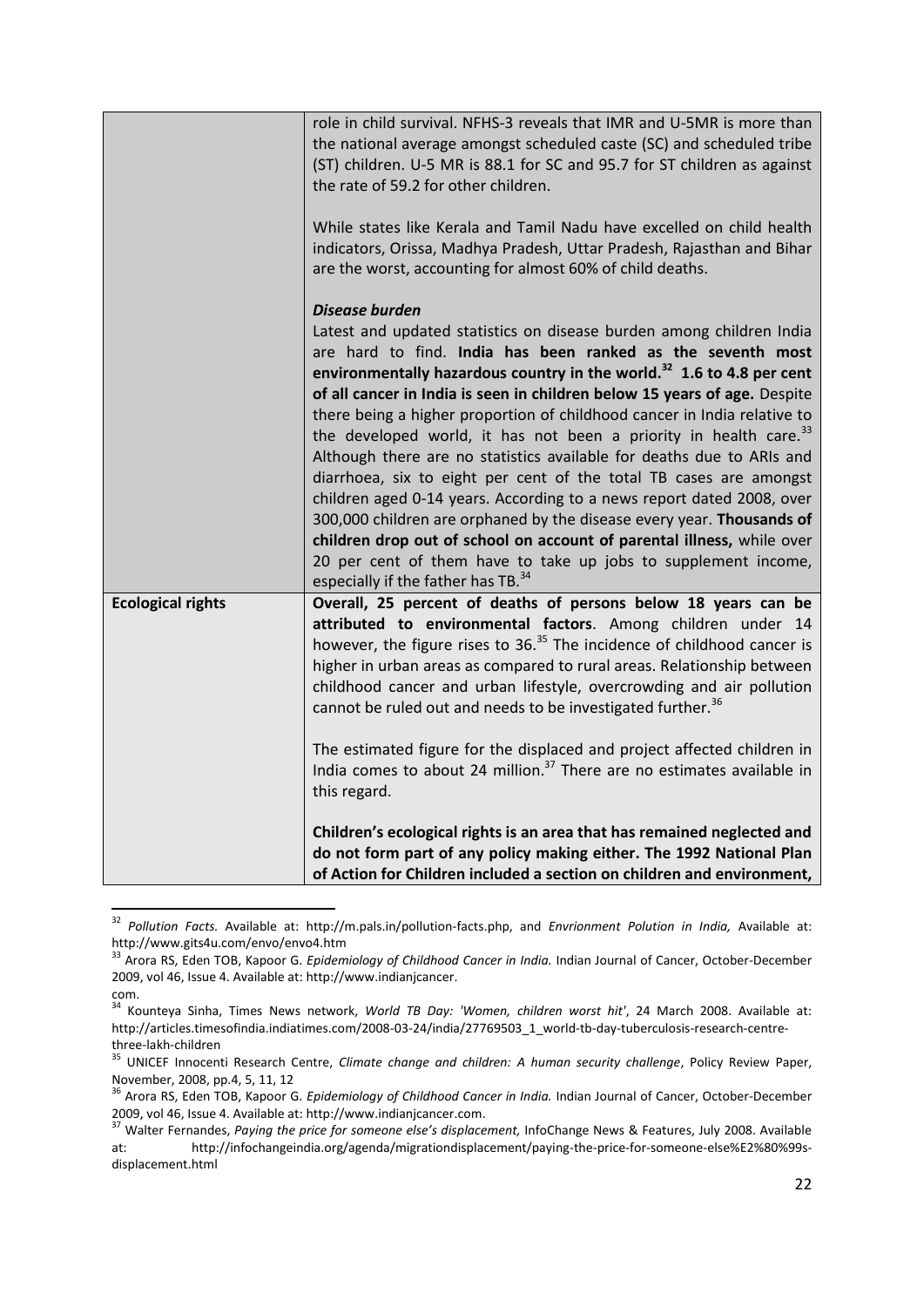| | |
|---|---|
| | role in child survival. NFHS-3 reveals that IMR and U-5MR is more than the national average amongst scheduled caste (SC) and scheduled tribe (ST) children. U-5 MR is 88.1 for SC and 95.7 for ST children as against the rate of 59.2 for other children.<br><br>While states like Kerala and Tamil Nadu have excelled on child health indicators, Orissa, Madhya Pradesh, Uttar Pradesh, Rajasthan and Bihar are the worst, accounting for almost 60% of child deaths.<br><br>***Disease burden***<br>Latest and updated statistics on disease burden among children India are hard to find. **India has been ranked as the seventh most environmentally hazardous country in the world.[32] 1.6 to 4.8 per cent of all cancer in India is seen in children below 15 years of age.** Despite there being a higher proportion of childhood cancer in India relative to the developed world, it has not been a priority in health care.[33] Although there are no statistics available for deaths due to ARIs and diarrhoea, six to eight per cent of the total TB cases are amongst children aged 0-14 years. According to a news report dated 2008, over 300,000 children are orphaned by the disease every year. **Thousands of children drop out of school on account of parental illness,** while over 20 per cent of them have to take up jobs to supplement income, especially if the father has TB.[34] |
| **Ecological rights** | **Overall, 25 percent of deaths of persons below 18 years can be attributed to environmental factors**. Among children under 14 however, the figure rises to 36.[35] The incidence of childhood cancer is higher in urban areas as compared to rural areas. Relationship between childhood cancer and urban lifestyle, overcrowding and air pollution cannot be ruled out and needs to be investigated further.[36]<br><br>The estimated figure for the displaced and project affected children in India comes to about 24 million.[37] There are no estimates available in this regard.<br><br>**Children's ecological rights is an area that has remained neglected and do not form part of any policy making either. The 1992 National Plan of Action for Children included a section on children and environment,** |

[32] *Pollution Facts.* Available at: http://m.pals.in/pollution-facts.php, and *Envrionment Polution in India,* Available at: http://www.gits4u.com/envo/envo4.htm

[33] Arora RS, Eden TOB, Kapoor G. *Epidemiology of Childhood Cancer in India.* Indian Journal of Cancer, October-December 2009, vol 46, Issue 4. Available at: http://www.indianjcancer.com.

[34] Kounteya Sinha, Times News network, *World TB Day: 'Women, children worst hit'*, 24 March 2008. Available at: http://articles.timesofindia.indiatimes.com/2008-03-24/india/27769503_1_world-tb-day-tuberculosis-research-centre-three-lakh-children

[35] UNICEF Innocenti Research Centre, *Climate change and children: A human security challenge*, Policy Review Paper, November, 2008, pp.4, 5, 11, 12

[36] Arora RS, Eden TOB, Kapoor G. *Epidemiology of Childhood Cancer in India.* Indian Journal of Cancer, October-December 2009, vol 46, Issue 4. Available at: http://www.indianjcancer.com.

[37] Walter Fernandes, *Paying the price for someone else's displacement,* InfoChange News & Features, July 2008. Available at: http://infochangeindia.org/agenda/migrationdisplacement/paying-the-price-for-someone-else%E2%80%99s-displacement.html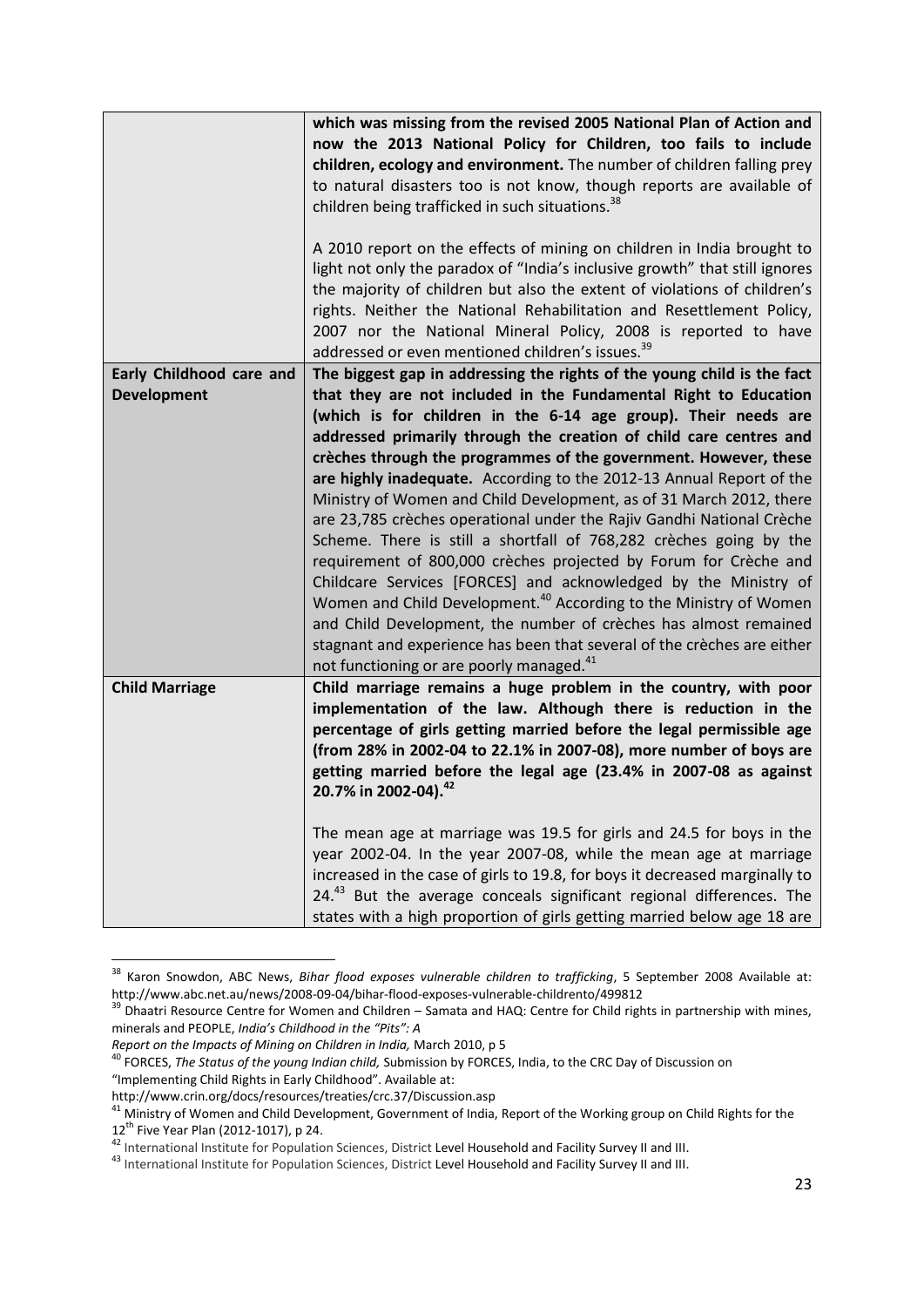| | |
|---|---|
| | **which was missing from the revised 2005 National Plan of Action and now the 2013 National Policy for Children, too fails to include children, ecology and environment.** The number of children falling prey to natural disasters too is not know, though reports are available of children being trafficked in such situations.[38]<br><br>A 2010 report on the effects of mining on children in India brought to light not only the paradox of "India's inclusive growth" that still ignores the majority of children but also the extent of violations of children's rights. Neither the National Rehabilitation and Resettlement Policy, 2007 nor the National Mineral Policy, 2008 is reported to have addressed or even mentioned children's issues.[39] |
| **Early Childhood care and Development** | **The biggest gap in addressing the rights of the young child is the fact that they are not included in the Fundamental Right to Education (which is for children in the 6-14 age group). Their needs are addressed primarily through the creation of child care centres and crèches through the programmes of the government. However, these are highly inadequate.** According to the 2012-13 Annual Report of the Ministry of Women and Child Development, as of 31 March 2012, there are 23,785 crèches operational under the Rajiv Gandhi National Crèche Scheme. There is still a shortfall of 768,282 crèches going by the requirement of 800,000 crèches projected by Forum for Crèche and Childcare Services [FORCES] and acknowledged by the Ministry of Women and Child Development.[40] According to the Ministry of Women and Child Development, the number of crèches has almost remained stagnant and experience has been that several of the crèches are either not functioning or are poorly managed.[41] |
| **Child Marriage** | **Child marriage remains a huge problem in the country, with poor implementation of the law. Although there is reduction in the percentage of girls getting married before the legal permissible age (from 28% in 2002-04 to 22.1% in 2007-08), more number of boys are getting married before the legal age (23.4% in 2007-08 as against 20.7% in 2002-04).[42]**<br><br>The mean age at marriage was 19.5 for girls and 24.5 for boys in the year 2002-04. In the year 2007-08, while the mean age at marriage increased in the case of girls to 19.8, for boys it decreased marginally to 24.[43] But the average conceals significant regional differences. The states with a high proportion of girls getting married below age 18 are |

[38] Karon Snowdon, ABC News, *Bihar flood exposes vulnerable children to trafficking*, 5 September 2008 Available at: http://www.abc.net.au/news/2008-09-04/bihar-flood-exposes-vulnerable-childrento/499812

[39] Dhaatri Resource Centre for Women and Children – Samata and HAQ: Centre for Child rights in partnership with mines, minerals and PEOPLE, *India's Childhood in the "Pits": A Report on the Impacts of Mining on Children in India,* March 2010, p 5

[40] FORCES, *The Status of the young Indian child,* Submission by FORCES, India, to the CRC Day of Discussion on "Implementing Child Rights in Early Childhood". Available at: http://www.crin.org/docs/resources/treaties/crc.37/Discussion.asp

[41] Ministry of Women and Child Development, Government of India, Report of the Working group on Child Rights for the 12th Five Year Plan (2012-1017), p 24.

[42] International Institute for Population Sciences, District Level Household and Facility Survey II and III.

[43] International Institute for Population Sciences, District Level Household and Facility Survey II and III.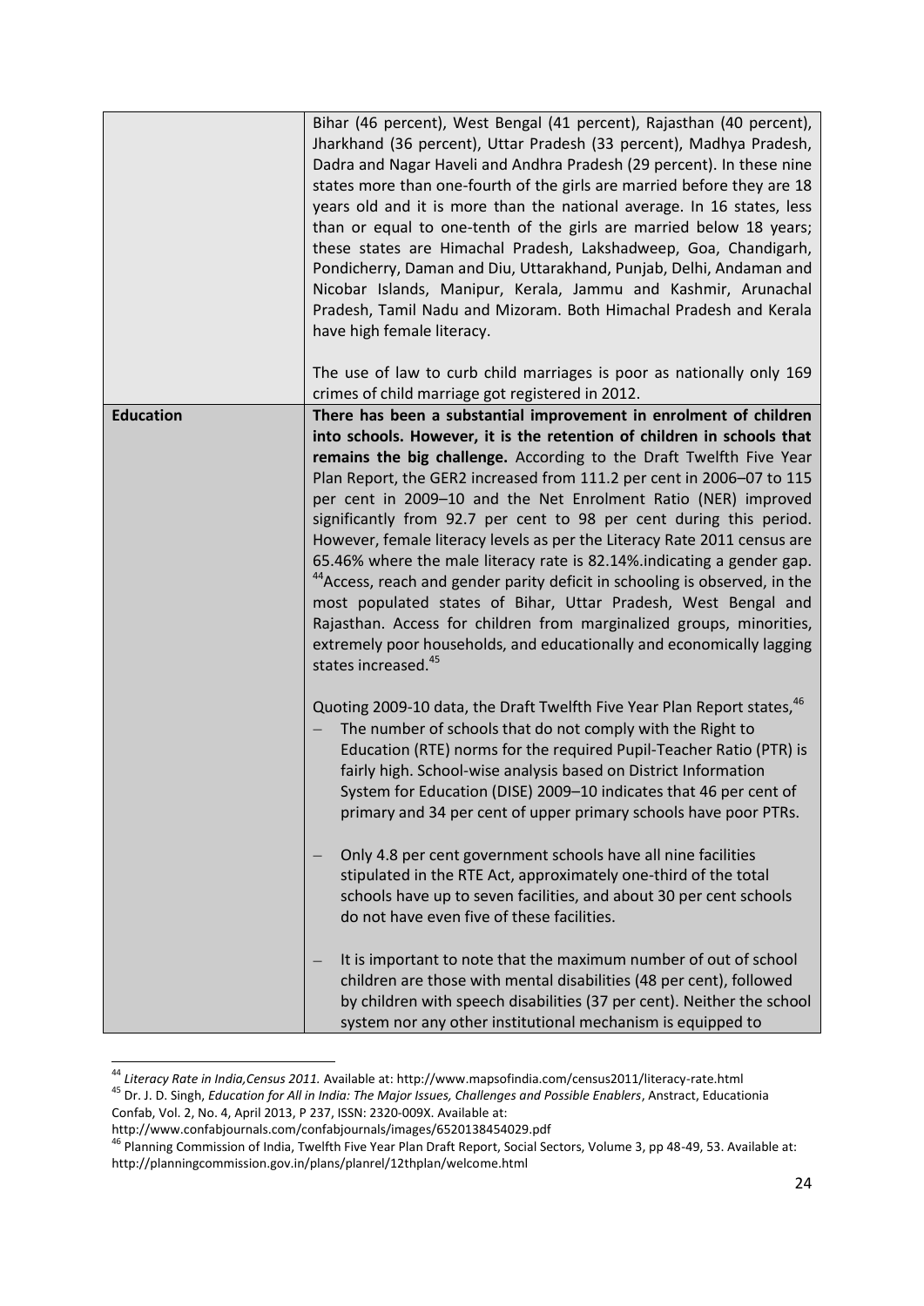| | |
|---|---|
| | Bihar (46 percent), West Bengal (41 percent), Rajasthan (40 percent), Jharkhand (36 percent), Uttar Pradesh (33 percent), Madhya Pradesh, Dadra and Nagar Haveli and Andhra Pradesh (29 percent). In these nine states more than one-fourth of the girls are married before they are 18 years old and it is more than the national average. In 16 states, less than or equal to one-tenth of the girls are married below 18 years; these states are Himachal Pradesh, Lakshadweep, Goa, Chandigarh, Pondicherry, Daman and Diu, Uttarakhand, Punjab, Delhi, Andaman and Nicobar Islands, Manipur, Kerala, Jammu and Kashmir, Arunachal Pradesh, Tamil Nadu and Mizoram. Both Himachal Pradesh and Kerala have high female literacy.<br><br>The use of law to curb child marriages is poor as nationally only 169 crimes of child marriage got registered in 2012. |
| **Education** | **There has been a substantial improvement in enrolment of children into schools. However, it is the retention of children in schools that remains the big challenge.** According to the Draft Twelfth Five Year Plan Report, the GER2 increased from 111.2 per cent in 2006–07 to 115 per cent in 2009–10 and the Net Enrolment Ratio (NER) improved significantly from 92.7 per cent to 98 per cent during this period. However, female literacy levels as per the Literacy Rate 2011 census are 65.46% where the male literacy rate is 82.14%.indicating a gender gap. [44]Access, reach and gender parity deficit in schooling is observed, in the most populated states of Bihar, Uttar Pradesh, West Bengal and Rajasthan. Access for children from marginalized groups, minorities, extremely poor households, and educationally and economically lagging states increased.[45]<br><br>Quoting 2009-10 data, the Draft Twelfth Five Year Plan Report states,[46]<br>– The number of schools that do not comply with the Right to Education (RTE) norms for the required Pupil-Teacher Ratio (PTR) is fairly high. School-wise analysis based on District Information System for Education (DISE) 2009–10 indicates that 46 per cent of primary and 34 per cent of upper primary schools have poor PTRs.<br><br>– Only 4.8 per cent government schools have all nine facilities stipulated in the RTE Act, approximately one-third of the total schools have up to seven facilities, and about 30 per cent schools do not have even five of these facilities.<br><br>– It is important to note that the maximum number of out of school children are those with mental disabilities (48 per cent), followed by children with speech disabilities (37 per cent). Neither the school system nor any other institutional mechanism is equipped to |

[44] *Literacy Rate in India,Census 2011.* Available at: http://www.mapsofindia.com/census2011/literacy-rate.html

[45] Dr. J. D. Singh, *Education for All in India: The Major Issues, Challenges and Possible Enablers*, Anstract, Educationia Confab, Vol. 2, No. 4, April 2013, P 237, ISSN: 2320-009X. Available at: http://www.confabjournals.com/confabjournals/images/6520138454029.pdf

[46] Planning Commission of India, Twelfth Five Year Plan Draft Report, Social Sectors, Volume 3, pp 48-49, 53. Available at: http://planningcommission.gov.in/plans/planrel/12thplan/welcome.html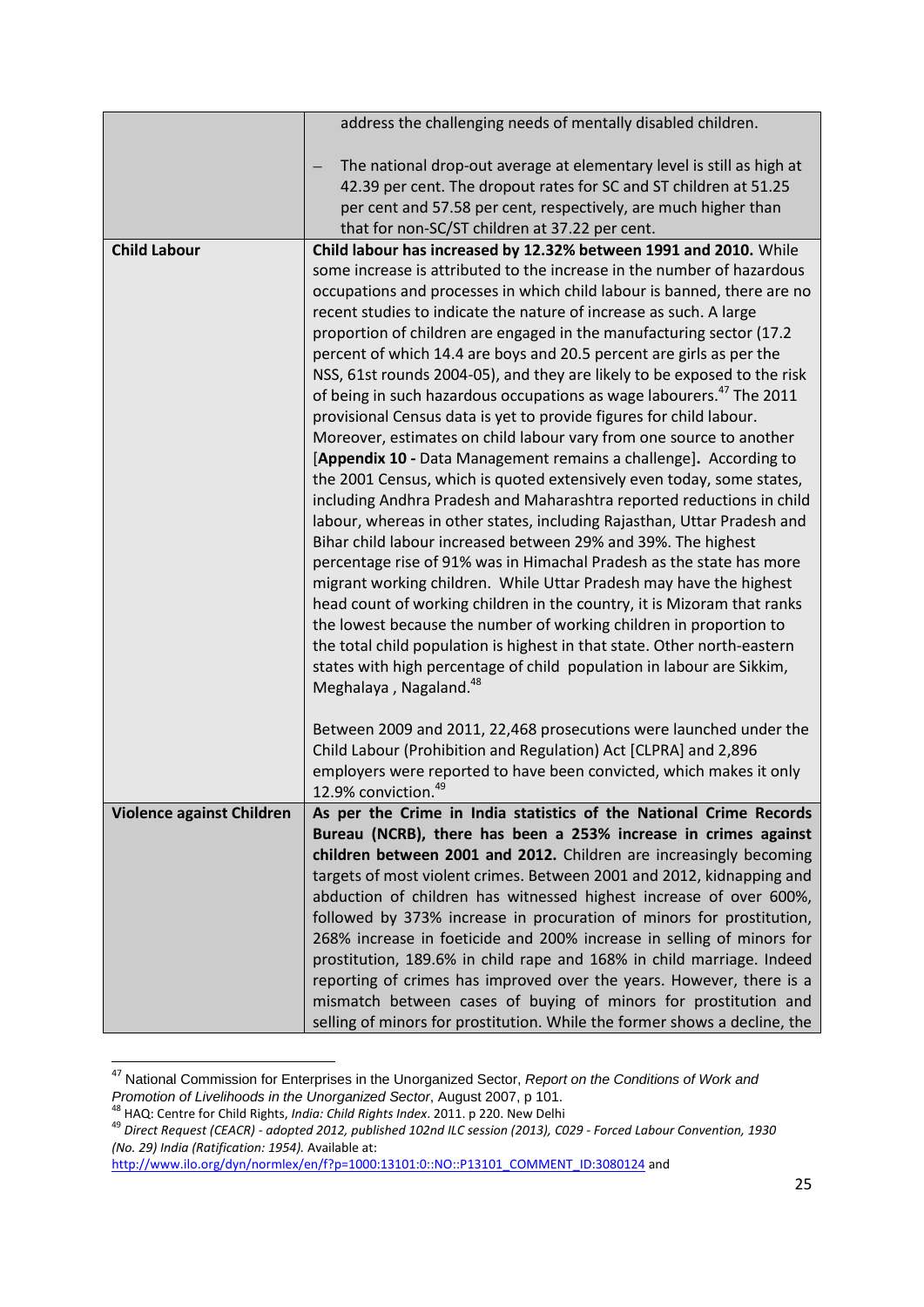| | |
|---|---|
| | address the challenging needs of mentally disabled children.<br><br>– The national drop-out average at elementary level is still as high at 42.39 per cent. The dropout rates for SC and ST children at 51.25 per cent and 57.58 per cent, respectively, are much higher than that for non-SC/ST children at 37.22 per cent. |
| **Child Labour** | **Child labour has increased by 12.32% between 1991 and 2010.** While some increase is attributed to the increase in the number of hazardous occupations and processes in which child labour is banned, there are no recent studies to indicate the nature of increase as such. A large proportion of children are engaged in the manufacturing sector (17.2 percent of which 14.4 are boys and 20.5 percent are girls as per the NSS, 61st rounds 2004-05), and they are likely to be exposed to the risk of being in such hazardous occupations as wage labourers.[47] The 2011 provisional Census data is yet to provide figures for child labour. Moreover, estimates on child labour vary from one source to another [**Appendix 10 -** Data Management remains a challenge]**.** According to the 2001 Census, which is quoted extensively even today, some states, including Andhra Pradesh and Maharashtra reported reductions in child labour, whereas in other states, including Rajasthan, Uttar Pradesh and Bihar child labour increased between 29% and 39%. The highest percentage rise of 91% was in Himachal Pradesh as the state has more migrant working children. While Uttar Pradesh may have the highest head count of working children in the country, it is Mizoram that ranks the lowest because the number of working children in proportion to the total child population is highest in that state. Other north-eastern states with high percentage of child population in labour are Sikkim, Meghalaya , Nagaland.[48]<br><br>Between 2009 and 2011, 22,468 prosecutions were launched under the Child Labour (Prohibition and Regulation) Act [CLPRA] and 2,896 employers were reported to have been convicted, which makes it only 12.9% conviction.[49] |
| **Violence against Children** | **As per the Crime in India statistics of the National Crime Records Bureau (NCRB), there has been a 253% increase in crimes against children between 2001 and 2012.** Children are increasingly becoming targets of most violent crimes. Between 2001 and 2012, kidnapping and abduction of children has witnessed highest increase of over 600%, followed by 373% increase in procuration of minors for prostitution, 268% increase in foeticide and 200% increase in selling of minors for prostitution, 189.6% in child rape and 168% in child marriage. Indeed reporting of crimes has improved over the years. However, there is a mismatch between cases of buying of minors for prostitution and selling of minors for prostitution. While the former shows a decline, the |

[47] National Commission for Enterprises in the Unorganized Sector, *Report on the Conditions of Work and Promotion of Livelihoods in the Unorganized Sector*, August 2007, p 101.

[48] HAQ: Centre for Child Rights, *India: Child Rights Index*. 2011. p 220. New Delhi

[49] *Direct Request (CEACR) - adopted 2012, published 102nd ILC session (2013), C029 - Forced Labour Convention, 1930 (No. 29) India (Ratification: 1954).* Available at: http://www.ilo.org/dyn/normlex/en/f?p=1000:13101:0::NO::P13101_COMMENT_ID:3080124 and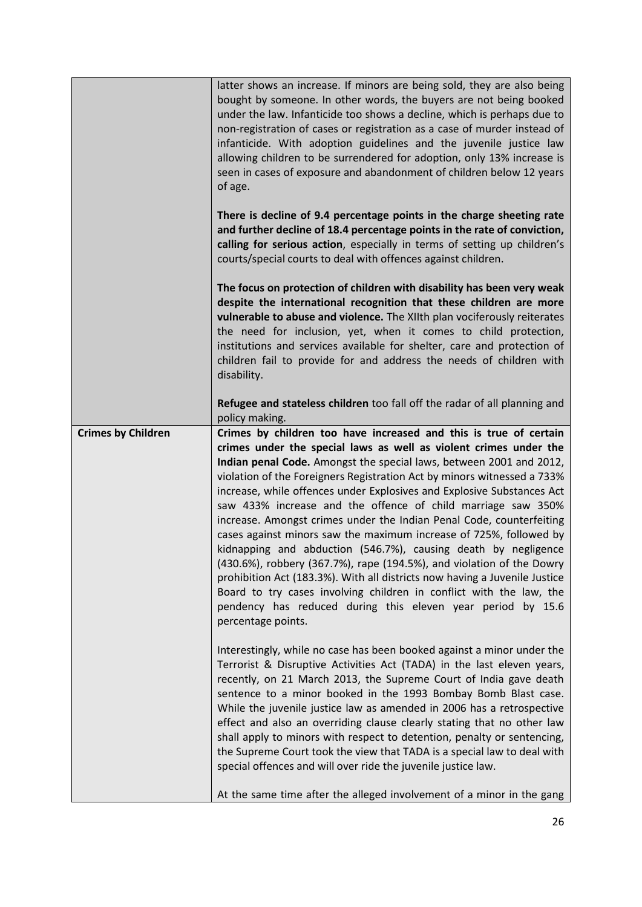| | |
|---|---|
| | latter shows an increase. If minors are being sold, they are also being bought by someone. In other words, the buyers are not being booked under the law. Infanticide too shows a decline, which is perhaps due to non-registration of cases or registration as a case of murder instead of infanticide. With adoption guidelines and the juvenile justice law allowing children to be surrendered for adoption, only 13% increase is seen in cases of exposure and abandonment of children below 12 years of age.<br><br>**There is decline of 9.4 percentage points in the charge sheeting rate and further decline of 18.4 percentage points in the rate of conviction, calling for serious action**, especially in terms of setting up children's courts/special courts to deal with offences against children.<br><br>**The focus on protection of children with disability has been very weak despite the international recognition that these children are more vulnerable to abuse and violence.** The XIIth plan vociferously reiterates the need for inclusion, yet, when it comes to child protection, institutions and services available for shelter, care and protection of children fail to provide for and address the needs of children with disability.<br><br>**Refugee and stateless children** too fall off the radar of all planning and policy making. |
| **Crimes by Children** | **Crimes by children too have increased and this is true of certain crimes under the special laws as well as violent crimes under the Indian penal Code.** Amongst the special laws, between 2001 and 2012, violation of the Foreigners Registration Act by minors witnessed a 733% increase, while offences under Explosives and Explosive Substances Act saw 433% increase and the offence of child marriage saw 350% increase. Amongst crimes under the Indian Penal Code, counterfeiting cases against minors saw the maximum increase of 725%, followed by kidnapping and abduction (546.7%), causing death by negligence (430.6%), robbery (367.7%), rape (194.5%), and violation of the Dowry prohibition Act (183.3%). With all districts now having a Juvenile Justice Board to try cases involving children in conflict with the law, the pendency has reduced during this eleven year period by 15.6 percentage points.<br><br>Interestingly, while no case has been booked against a minor under the Terrorist & Disruptive Activities Act (TADA) in the last eleven years, recently, on 21 March 2013, the Supreme Court of India gave death sentence to a minor booked in the 1993 Bombay Bomb Blast case. While the juvenile justice law as amended in 2006 has a retrospective effect and also an overriding clause clearly stating that no other law shall apply to minors with respect to detention, penalty or sentencing, the Supreme Court took the view that TADA is a special law to deal with special offences and will over ride the juvenile justice law.<br><br>At the same time after the alleged involvement of a minor in the gang |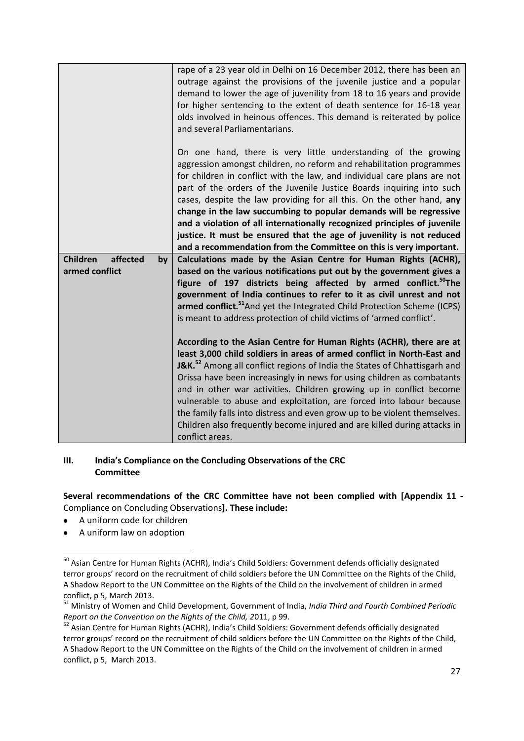| | |
|---|---|
| | rape of a 23 year old in Delhi on 16 December 2012, there has been an outrage against the provisions of the juvenile justice and a popular demand to lower the age of juvenility from 18 to 16 years and provide for higher sentencing to the extent of death sentence for 16-18 year olds involved in heinous offences. This demand is reiterated by police and several Parliamentarians.<br><br>On one hand, there is very little understanding of the growing aggression amongst children, no reform and rehabilitation programmes for children in conflict with the law, and individual care plans are not part of the orders of the Juvenile Justice Boards inquiring into such cases, despite the law providing for all this. On the other hand, **any change in the law succumbing to popular demands will be regressive and a violation of all internationally recognized principles of juvenile justice. It must be ensured that the age of juvenility is not reduced and a recommendation from the Committee on this is very important.** |
| **Children affected by armed conflict** | **Calculations made by the Asian Centre for Human Rights (ACHR), based on the various notifications put out by the government gives a figure of 197 districts being affected by armed conflict.[50] The government of India continues to refer to it as civil unrest and not armed conflict.[51]** And yet the Integrated Child Protection Scheme (ICPS) is meant to address protection of child victims of 'armed conflict'.<br><br>**According to the Asian Centre for Human Rights (ACHR), there are at least 3,000 child soldiers in areas of armed conflict in North-East and J&K.[52]** Among all conflict regions of India the States of Chhattisgarh and Orissa have been increasingly in news for using children as combatants and in other war activities. Children growing up in conflict become vulnerable to abuse and exploitation, are forced into labour because the family falls into distress and even grow up to be violent themselves. Children also frequently become injured and are killed during attacks in conflict areas. |

## III. India's Compliance on the Concluding Observations of the CRC Committee

**Several recommendations of the CRC Committee have not been complied with [Appendix 11 -** Compliance on Concluding Observations**]. These include:**

- A uniform code for children
- A uniform law on adoption

---

[50] Asian Centre for Human Rights (ACHR), India's Child Soldiers: Government defends officially designated terror groups' record on the recruitment of child soldiers before the UN Committee on the Rights of the Child, A Shadow Report to the UN Committee on the Rights of the Child on the involvement of children in armed conflict, p 5, March 2013.

[51] Ministry of Women and Child Development, Government of India, *India Third and Fourth Combined Periodic Report on the Convention on the Rights of the Child, 2*011, p 99.

[52] Asian Centre for Human Rights (ACHR), India's Child Soldiers: Government defends officially designated terror groups' record on the recruitment of child soldiers before the UN Committee on the Rights of the Child, A Shadow Report to the UN Committee on the Rights of the Child on the involvement of children in armed conflict, p 5, March 2013.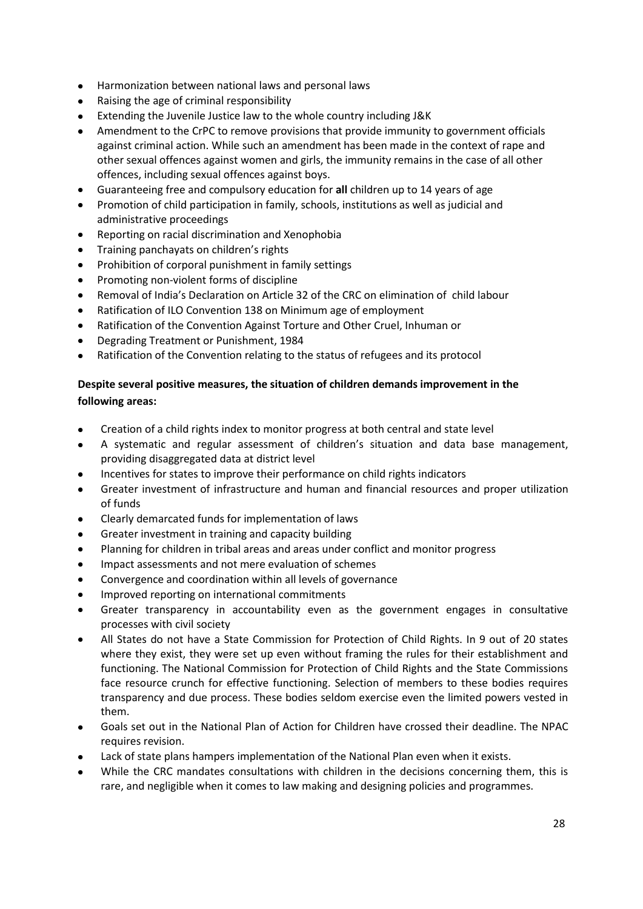- Harmonization between national laws and personal laws
- Raising the age of criminal responsibility
- Extending the Juvenile Justice law to the whole country including J&K
- Amendment to the CrPC to remove provisions that provide immunity to government officials against criminal action. While such an amendment has been made in the context of rape and other sexual offences against women and girls, the immunity remains in the case of all other offences, including sexual offences against boys.
- Guaranteeing free and compulsory education for **all** children up to 14 years of age
- Promotion of child participation in family, schools, institutions as well as judicial and administrative proceedings
- Reporting on racial discrimination and Xenophobia
- Training panchayats on children's rights
- Prohibition of corporal punishment in family settings
- Promoting non-violent forms of discipline
- Removal of India's Declaration on Article 32 of the CRC on elimination of child labour
- Ratification of ILO Convention 138 on Minimum age of employment
- Ratification of the Convention Against Torture and Other Cruel, Inhuman or
- Degrading Treatment or Punishment, 1984
- Ratification of the Convention relating to the status of refugees and its protocol

**Despite several positive measures, the situation of children demands improvement in the following areas:**

- Creation of a child rights index to monitor progress at both central and state level
- A systematic and regular assessment of children's situation and data base management, providing disaggregated data at district level
- Incentives for states to improve their performance on child rights indicators
- Greater investment of infrastructure and human and financial resources and proper utilization of funds
- Clearly demarcated funds for implementation of laws
- Greater investment in training and capacity building
- Planning for children in tribal areas and areas under conflict and monitor progress
- Impact assessments and not mere evaluation of schemes
- Convergence and coordination within all levels of governance
- Improved reporting on international commitments
- Greater transparency in accountability even as the government engages in consultative processes with civil society
- All States do not have a State Commission for Protection of Child Rights. In 9 out of 20 states where they exist, they were set up even without framing the rules for their establishment and functioning. The National Commission for Protection of Child Rights and the State Commissions face resource crunch for effective functioning. Selection of members to these bodies requires transparency and due process. These bodies seldom exercise even the limited powers vested in them.
- Goals set out in the National Plan of Action for Children have crossed their deadline. The NPAC requires revision.
- Lack of state plans hampers implementation of the National Plan even when it exists.
- While the CRC mandates consultations with children in the decisions concerning them, this is rare, and negligible when it comes to law making and designing policies and programmes.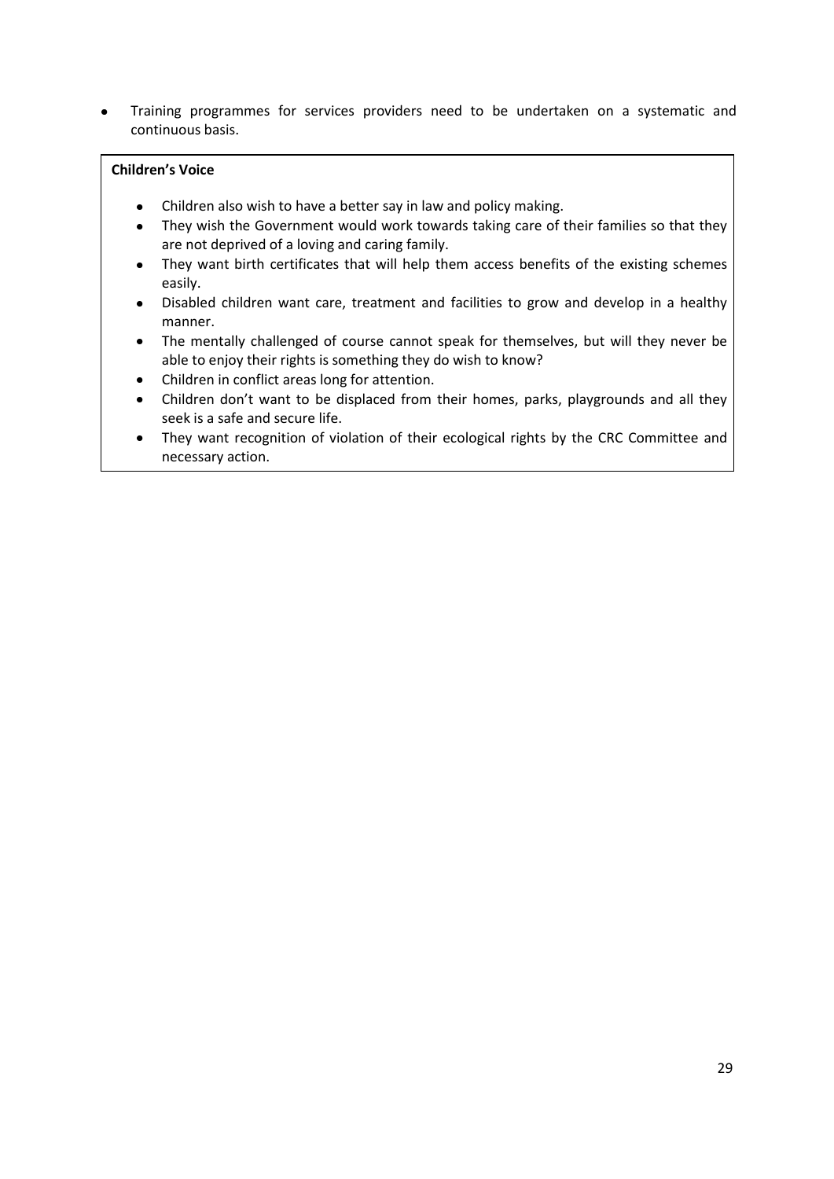- Training programmes for services providers need to be undertaken on a systematic and continuous basis.

**Children's Voice**

- Children also wish to have a better say in law and policy making.
- They wish the Government would work towards taking care of their families so that they are not deprived of a loving and caring family.
- They want birth certificates that will help them access benefits of the existing schemes easily.
- Disabled children want care, treatment and facilities to grow and develop in a healthy manner.
- The mentally challenged of course cannot speak for themselves, but will they never be able to enjoy their rights is something they do wish to know?
- Children in conflict areas long for attention.
- Children don't want to be displaced from their homes, parks, playgrounds and all they seek is a safe and secure life.
- They want recognition of violation of their ecological rights by the CRC Committee and necessary action.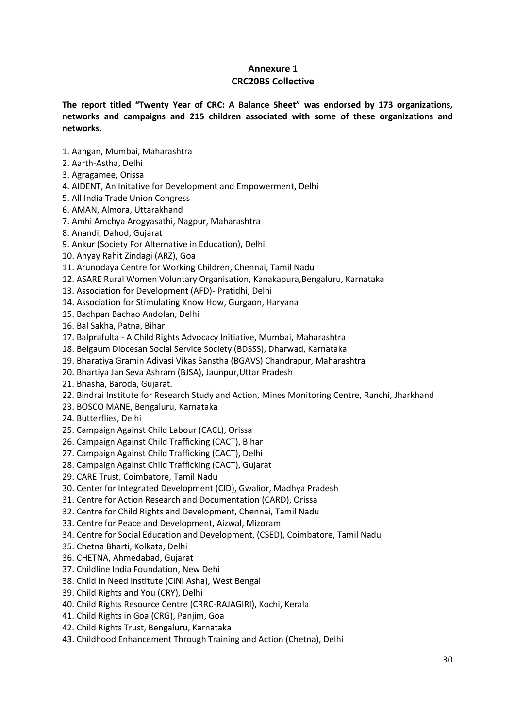## Annexure 1
## CRC20BS Collective

**The report titled "Twenty Year of CRC: A Balance Sheet" was endorsed by 173 organizations, networks and campaigns and 215 children associated with some of these organizations and networks.**

1. Aangan, Mumbai, Maharashtra
2. Aarth-Astha, Delhi
3. Agragamee, Orissa
4. AIDENT, An Initative for Development and Empowerment, Delhi
5. All India Trade Union Congress
6. AMAN, Almora, Uttarakhand
7. Amhi Amchya Arogyasathi, Nagpur, Maharashtra
8. Anandi, Dahod, Gujarat
9. Ankur (Society For Alternative in Education), Delhi
10. Anyay Rahit Zindagi (ARZ), Goa
11. Arunodaya Centre for Working Children, Chennai, Tamil Nadu
12. ASARE Rural Women Voluntary Organisation, Kanakapura,Bengaluru, Karnataka
13. Association for Development (AFD)- Pratidhi, Delhi
14. Association for Stimulating Know How, Gurgaon, Haryana
15. Bachpan Bachao Andolan, Delhi
16. Bal Sakha, Patna, Bihar
17. Balprafulta - A Child Rights Advocacy Initiative, Mumbai, Maharashtra
18. Belgaum Diocesan Social Service Society (BDSSS), Dharwad, Karnataka
19. Bharatiya Gramin Adivasi Vikas Sanstha (BGAVS) Chandrapur, Maharashtra
20. Bhartiya Jan Seva Ashram (BJSA), Jaunpur,Uttar Pradesh
21. Bhasha, Baroda, Gujarat.
22. Bindrai Institute for Research Study and Action, Mines Monitoring Centre, Ranchi, Jharkhand
23. BOSCO MANE, Bengaluru, Karnataka
24. Butterflies, Delhi
25. Campaign Against Child Labour (CACL), Orissa
26. Campaign Against Child Trafficking (CACT), Bihar
27. Campaign Against Child Trafficking (CACT), Delhi
28. Campaign Against Child Trafficking (CACT), Gujarat
29. CARE Trust, Coimbatore, Tamil Nadu
30. Center for Integrated Development (CID), Gwalior, Madhya Pradesh
31. Centre for Action Research and Documentation (CARD), Orissa
32. Centre for Child Rights and Development, Chennai, Tamil Nadu
33. Centre for Peace and Development, Aizwal, Mizoram
34. Centre for Social Education and Development, (CSED), Coimbatore, Tamil Nadu
35. Chetna Bharti, Kolkata, Delhi
36. CHETNA, Ahmedabad, Gujarat
37. Childline India Foundation, New Dehi
38. Child In Need Institute (CINI Asha), West Bengal
39. Child Rights and You (CRY), Delhi
40. Child Rights Resource Centre (CRRC-RAJAGIRI), Kochi, Kerala
41. Child Rights in Goa (CRG), Panjim, Goa
42. Child Rights Trust, Bengaluru, Karnataka
43. Childhood Enhancement Through Training and Action (Chetna), Delhi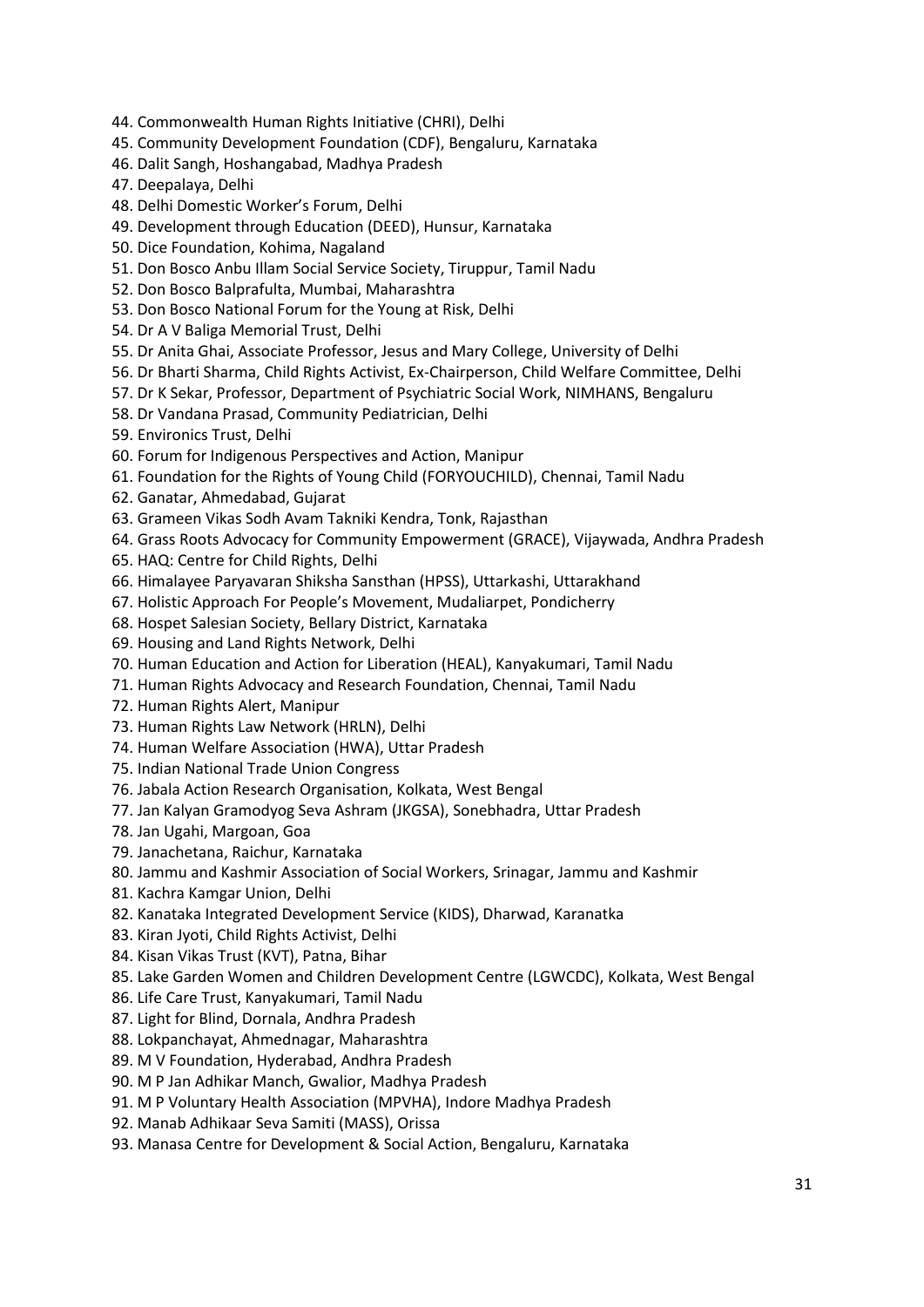44. Commonwealth Human Rights Initiative (CHRI), Delhi
45. Community Development Foundation (CDF), Bengaluru, Karnataka
46. Dalit Sangh, Hoshangabad, Madhya Pradesh
47. Deepalaya, Delhi
48. Delhi Domestic Worker's Forum, Delhi
49. Development through Education (DEED), Hunsur, Karnataka
50. Dice Foundation, Kohima, Nagaland
51. Don Bosco Anbu Illam Social Service Society, Tiruppur, Tamil Nadu
52. Don Bosco Balprafulta, Mumbai, Maharashtra
53. Don Bosco National Forum for the Young at Risk, Delhi
54. Dr A V Baliga Memorial Trust, Delhi
55. Dr Anita Ghai, Associate Professor, Jesus and Mary College, University of Delhi
56. Dr Bharti Sharma, Child Rights Activist, Ex-Chairperson, Child Welfare Committee, Delhi
57. Dr K Sekar, Professor, Department of Psychiatric Social Work, NIMHANS, Bengaluru
58. Dr Vandana Prasad, Community Pediatrician, Delhi
59. Environics Trust, Delhi
60. Forum for Indigenous Perspectives and Action, Manipur
61. Foundation for the Rights of Young Child (FORYOUCHILD), Chennai, Tamil Nadu
62. Ganatar, Ahmedabad, Gujarat
63. Grameen Vikas Sodh Avam Takniki Kendra, Tonk, Rajasthan
64. Grass Roots Advocacy for Community Empowerment (GRACE), Vijaywada, Andhra Pradesh
65. HAQ: Centre for Child Rights, Delhi
66. Himalayee Paryavaran Shiksha Sansthan (HPSS), Uttarkashi, Uttarakhand
67. Holistic Approach For People's Movement, Mudaliarpet, Pondicherry
68. Hospet Salesian Society, Bellary District, Karnataka
69. Housing and Land Rights Network, Delhi
70. Human Education and Action for Liberation (HEAL), Kanyakumari, Tamil Nadu
71. Human Rights Advocacy and Research Foundation, Chennai, Tamil Nadu
72. Human Rights Alert, Manipur
73. Human Rights Law Network (HRLN), Delhi
74. Human Welfare Association (HWA), Uttar Pradesh
75. Indian National Trade Union Congress
76. Jabala Action Research Organisation, Kolkata, West Bengal
77. Jan Kalyan Gramodyog Seva Ashram (JKGSA), Sonebhadra, Uttar Pradesh
78. Jan Ugahi, Margoan, Goa
79. Janachetana, Raichur, Karnataka
80. Jammu and Kashmir Association of Social Workers, Srinagar, Jammu and Kashmir
81. Kachra Kamgar Union, Delhi
82. Kanataka Integrated Development Service (KIDS), Dharwad, Karanatka
83. Kiran Jyoti, Child Rights Activist, Delhi
84. Kisan Vikas Trust (KVT), Patna, Bihar
85. Lake Garden Women and Children Development Centre (LGWCDC), Kolkata, West Bengal
86. Life Care Trust, Kanyakumari, Tamil Nadu
87. Light for Blind, Dornala, Andhra Pradesh
88. Lokpanchayat, Ahmednagar, Maharashtra
89. M V Foundation, Hyderabad, Andhra Pradesh
90. M P Jan Adhikar Manch, Gwalior, Madhya Pradesh
91. M P Voluntary Health Association (MPVHA), Indore Madhya Pradesh
92. Manab Adhikaar Seva Samiti (MASS), Orissa
93. Manasa Centre for Development & Social Action, Bengaluru, Karnataka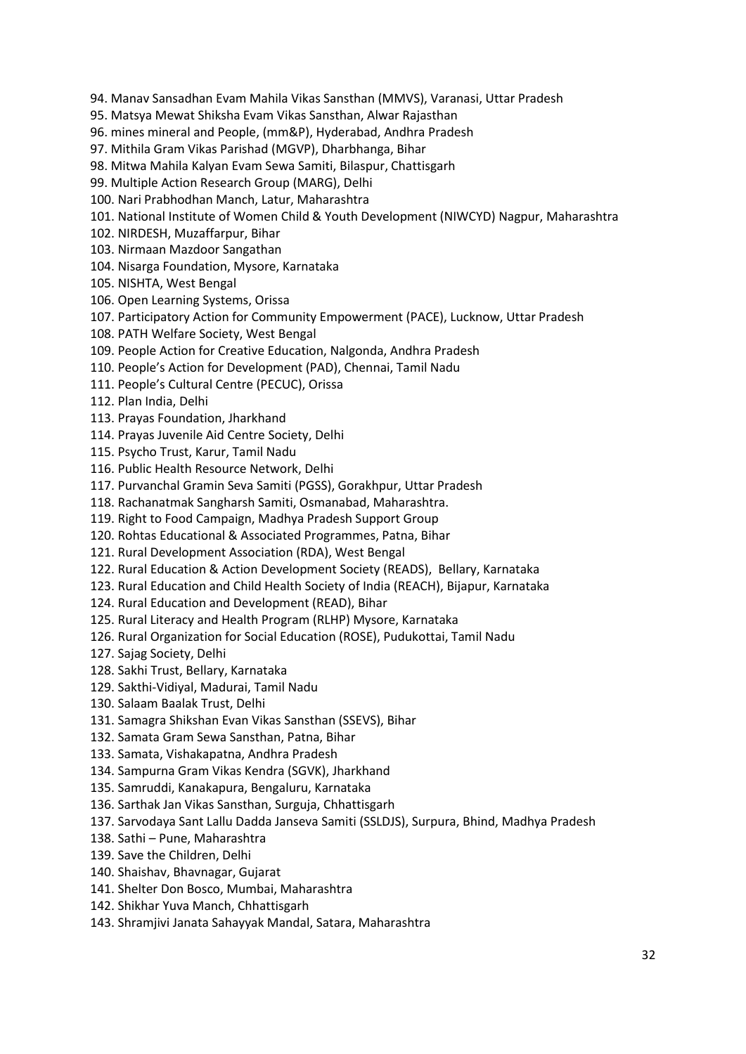94. Manav Sansadhan Evam Mahila Vikas Sansthan (MMVS), Varanasi, Uttar Pradesh
95. Matsya Mewat Shiksha Evam Vikas Sansthan, Alwar Rajasthan
96. mines mineral and People, (mm&P), Hyderabad, Andhra Pradesh
97. Mithila Gram Vikas Parishad (MGVP), Dharbhanga, Bihar
98. Mitwa Mahila Kalyan Evam Sewa Samiti, Bilaspur, Chattisgarh
99. Multiple Action Research Group (MARG), Delhi
100. Nari Prabhodhan Manch, Latur, Maharashtra
101. National Institute of Women Child & Youth Development (NIWCYD) Nagpur, Maharashtra
102. NIRDESH, Muzaffarpur, Bihar
103. Nirmaan Mazdoor Sangathan
104. Nisarga Foundation, Mysore, Karnataka
105. NISHTA, West Bengal
106. Open Learning Systems, Orissa
107. Participatory Action for Community Empowerment (PACE), Lucknow, Uttar Pradesh
108. PATH Welfare Society, West Bengal
109. People Action for Creative Education, Nalgonda, Andhra Pradesh
110. People's Action for Development (PAD), Chennai, Tamil Nadu
111. People's Cultural Centre (PECUC), Orissa
112. Plan India, Delhi
113. Prayas Foundation, Jharkhand
114. Prayas Juvenile Aid Centre Society, Delhi
115. Psycho Trust, Karur, Tamil Nadu
116. Public Health Resource Network, Delhi
117. Purvanchal Gramin Seva Samiti (PGSS), Gorakhpur, Uttar Pradesh
118. Rachanatmak Sangharsh Samiti, Osmanabad, Maharashtra.
119. Right to Food Campaign, Madhya Pradesh Support Group
120. Rohtas Educational & Associated Programmes, Patna, Bihar
121. Rural Development Association (RDA), West Bengal
122. Rural Education & Action Development Society (READS), Bellary, Karnataka
123. Rural Education and Child Health Society of India (REACH), Bijapur, Karnataka
124. Rural Education and Development (READ), Bihar
125. Rural Literacy and Health Program (RLHP) Mysore, Karnataka
126. Rural Organization for Social Education (ROSE), Pudukottai, Tamil Nadu
127. Sajag Society, Delhi
128. Sakhi Trust, Bellary, Karnataka
129. Sakthi-Vidiyal, Madurai, Tamil Nadu
130. Salaam Baalak Trust, Delhi
131. Samagra Shikshan Evan Vikas Sansthan (SSEVS), Bihar
132. Samata Gram Sewa Sansthan, Patna, Bihar
133. Samata, Vishakapatna, Andhra Pradesh
134. Sampurna Gram Vikas Kendra (SGVK), Jharkhand
135. Samruddi, Kanakapura, Bengaluru, Karnataka
136. Sarthak Jan Vikas Sansthan, Surguja, Chhattisgarh
137. Sarvodaya Sant Lallu Dadda Janseva Samiti (SSLDJS), Surpura, Bhind, Madhya Pradesh
138. Sathi – Pune, Maharashtra
139. Save the Children, Delhi
140. Shaishav, Bhavnagar, Gujarat
141. Shelter Don Bosco, Mumbai, Maharashtra
142. Shikhar Yuva Manch, Chhattisgarh
143. Shramjivi Janata Sahayyak Mandal, Satara, Maharashtra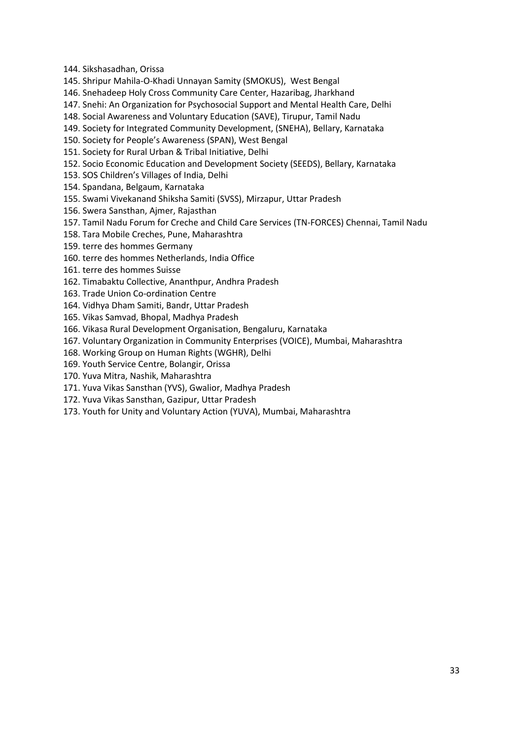144. Sikshasadhan, Orissa
145. Shripur Mahila-O-Khadi Unnayan Samity (SMOKUS), West Bengal
146. Snehadeep Holy Cross Community Care Center, Hazaribag, Jharkhand
147. Snehi: An Organization for Psychosocial Support and Mental Health Care, Delhi
148. Social Awareness and Voluntary Education (SAVE), Tirupur, Tamil Nadu
149. Society for Integrated Community Development, (SNEHA), Bellary, Karnataka
150. Society for People's Awareness (SPAN), West Bengal
151. Society for Rural Urban & Tribal Initiative, Delhi
152. Socio Economic Education and Development Society (SEEDS), Bellary, Karnataka
153. SOS Children's Villages of India, Delhi
154. Spandana, Belgaum, Karnataka
155. Swami Vivekanand Shiksha Samiti (SVSS), Mirzapur, Uttar Pradesh
156. Swera Sansthan, Ajmer, Rajasthan
157. Tamil Nadu Forum for Creche and Child Care Services (TN-FORCES) Chennai, Tamil Nadu
158. Tara Mobile Creches, Pune, Maharashtra
159. terre des hommes Germany
160. terre des hommes Netherlands, India Office
161. terre des hommes Suisse
162. Timabaktu Collective, Ananthpur, Andhra Pradesh
163. Trade Union Co-ordination Centre
164. Vidhya Dham Samiti, Bandr, Uttar Pradesh
165. Vikas Samvad, Bhopal, Madhya Pradesh
166. Vikasa Rural Development Organisation, Bengaluru, Karnataka
167. Voluntary Organization in Community Enterprises (VOICE), Mumbai, Maharashtra
168. Working Group on Human Rights (WGHR), Delhi
169. Youth Service Centre, Bolangir, Orissa
170. Yuva Mitra, Nashik, Maharashtra
171. Yuva Vikas Sansthan (YVS), Gwalior, Madhya Pradesh
172. Yuva Vikas Sansthan, Gazipur, Uttar Pradesh
173. Youth for Unity and Voluntary Action (YUVA), Mumbai, Maharashtra